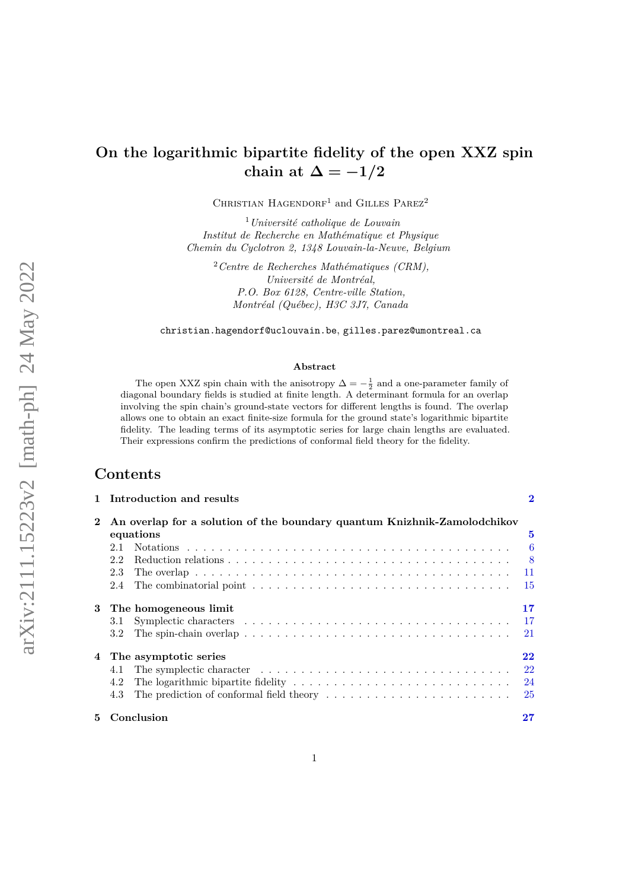# On the logarithmic bipartite fidelity of the open XXZ spin chain at $\Delta = -1/2$

Christian Hagendorf[1] and Gilles Parez[2]

[1] *Université catholique de Louvain*
*Institut de Recherche en Mathématique et Physique*
*Chemin du Cyclotron 2, 1348 Louvain-la-Neuve, Belgium*

[2] *Centre de Recherches Mathématiques (CRM),*
*Université de Montréal,*
*P.O. Box 6128, Centre-ville Station,*
*Montréal (Québec), H3C 3J7, Canada*

`christian.hagendorf@uclouvain.be`, `gilles.parez@umontreal.ca`

### Abstract

The open XXZ spin chain with the anisotropy $\Delta = -\frac{1}{2}$ and a one-parameter family of diagonal boundary fields is studied at finite length. A determinant formula for an overlap involving the spin chain's ground-state vectors for different lengths is found. The overlap allows one to obtain an exact finite-size formula for the ground state's logarithmic bipartite fidelity. The leading terms of its asymptotic series for large chain lengths are evaluated. Their expressions confirm the predictions of conformal field theory for the fidelity.

## Contents

**1 Introduction and results** — 2

**2 An overlap for a solution of the boundary quantum Knizhnik-Zamolodchikov equations** — 5
- 2.1 Notations — 6
- 2.2 Reduction relations — 8
- 2.3 The overlap — 11
- 2.4 The combinatorial point — 15

**3 The homogeneous limit** — 17
- 3.1 Symplectic characters — 17
- 3.2 The spin-chain overlap — 21

**4 The asymptotic series** — 22
- 4.1 The symplectic character — 22
- 4.2 The logarithmic bipartite fidelity — 24
- 4.3 The prediction of conformal field theory — 25

**5 Conclusion** — 27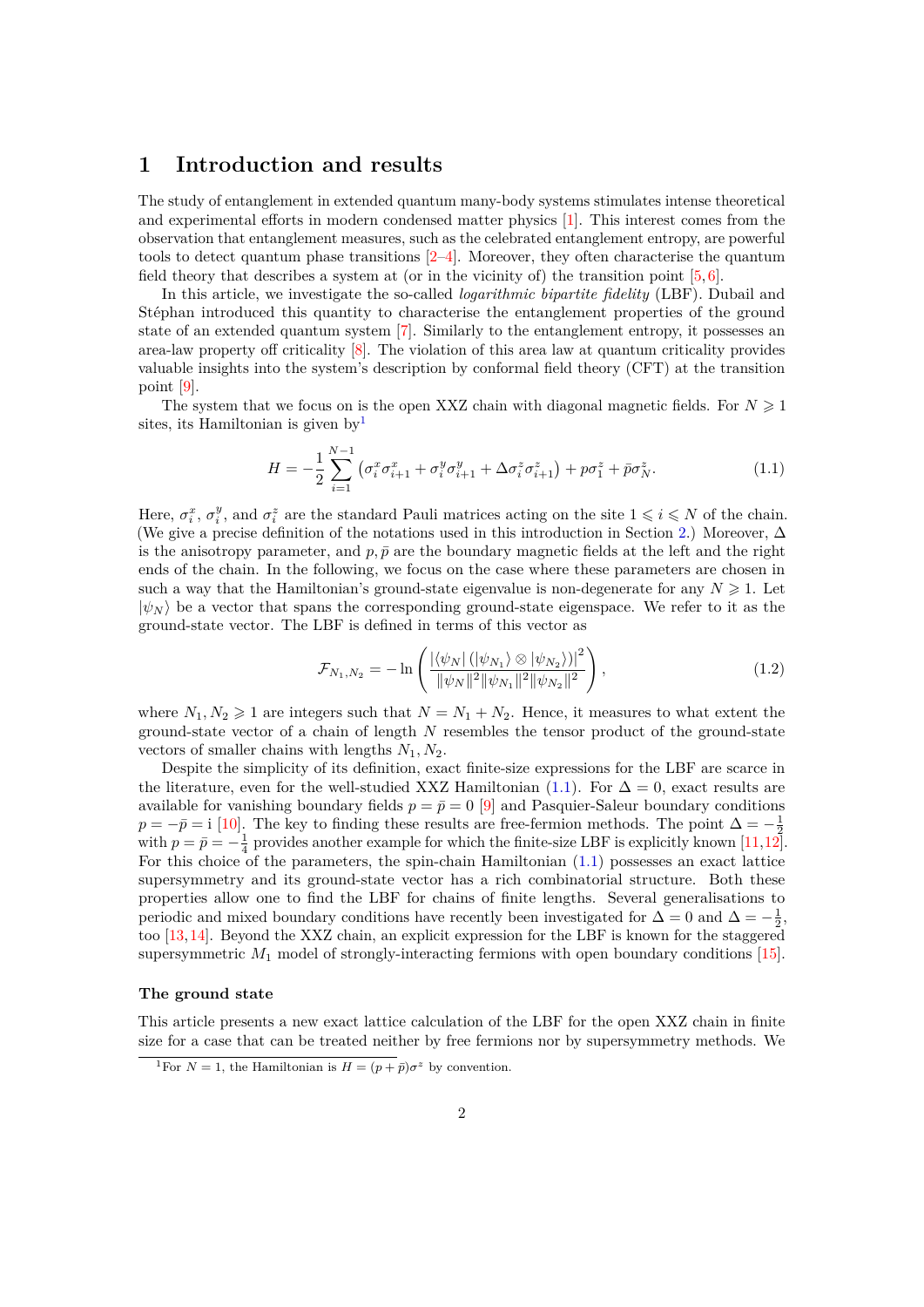# 1 Introduction and results

The study of entanglement in extended quantum many-body systems stimulates intense theoretical and experimental efforts in modern condensed matter physics [1]. This interest comes from the observation that entanglement measures, such as the celebrated entanglement entropy, are powerful tools to detect quantum phase transitions [2–4]. Moreover, they often characterise the quantum field theory that describes a system at (or in the vicinity of) the transition point [5, 6].

In this article, we investigate the so-called *logarithmic bipartite fidelity* (LBF). Dubail and Stéphan introduced this quantity to characterise the entanglement properties of the ground state of an extended quantum system [7]. Similarly to the entanglement entropy, it possesses an area-law property off criticality [8]. The violation of this area law at quantum criticality provides valuable insights into the system's description by conformal field theory (CFT) at the transition point [9].

The system that we focus on is the open XXZ chain with diagonal magnetic fields. For $N \geqslant 1$ sites, its Hamiltonian is given by[1]

$$H = -\frac{1}{2}\sum_{i=1}^{N-1}\left(\sigma_i^x\sigma_{i+1}^x + \sigma_i^y\sigma_{i+1}^y + \Delta\sigma_i^z\sigma_{i+1}^z\right) + p\sigma_1^z + \bar{p}\sigma_N^z. \tag{1.1}$$

Here, $\sigma_i^x$, $\sigma_i^y$, and $\sigma_i^z$ are the standard Pauli matrices acting on the site $1 \leqslant i \leqslant N$ of the chain. (We give a precise definition of the notations used in this introduction in Section 2.) Moreover, $\Delta$ is the anisotropy parameter, and $p, \bar{p}$ are the boundary magnetic fields at the left and the right ends of the chain. In the following, we focus on the case where these parameters are chosen in such a way that the Hamiltonian's ground-state eigenvalue is non-degenerate for any $N \geqslant 1$. Let $|\psi_N\rangle$ be a vector that spans the corresponding ground-state eigenspace. We refer to it as the ground-state vector. The LBF is defined in terms of this vector as

$$\mathcal{F}_{N_1,N_2} = -\ln\left(\frac{|\langle\psi_N|\left(|\psi_{N_1}\rangle\otimes|\psi_{N_2}\rangle\right)|^2}{\|\psi_N\|^2\|\psi_{N_1}\|^2\|\psi_{N_2}\|^2}\right), \tag{1.2}$$

where $N_1, N_2 \geqslant 1$ are integers such that $N = N_1 + N_2$. Hence, it measures to what extent the ground-state vector of a chain of length $N$ resembles the tensor product of the ground-state vectors of smaller chains with lengths $N_1, N_2$.

Despite the simplicity of its definition, exact finite-size expressions for the LBF are scarce in the literature, even for the well-studied XXZ Hamiltonian (1.1). For $\Delta = 0$, exact results are available for vanishing boundary fields $p = \bar{p} = 0$ [9] and Pasquier-Saleur boundary conditions $p = -\bar{p} = \mathrm{i}$ [10]. The key to finding these results are free-fermion methods. The point $\Delta = -\frac{1}{2}$ with $p = \bar{p} = -\frac{1}{4}$ provides another example for which the finite-size LBF is explicitly known [11, 12]. For this choice of the parameters, the spin-chain Hamiltonian (1.1) possesses an exact lattice supersymmetry and its ground-state vector has a rich combinatorial structure. Both these properties allow one to find the LBF for chains of finite lengths. Several generalisations to periodic and mixed boundary conditions have recently been investigated for $\Delta = 0$ and $\Delta = -\frac{1}{2}$, too [13, 14]. Beyond the XXZ chain, an explicit expression for the LBF is known for the staggered supersymmetric $M_1$ model of strongly-interacting fermions with open boundary conditions [15].

### The ground state

This article presents a new exact lattice calculation of the LBF for the open XXZ chain in finite size for a case that can be treated neither by free fermions nor by supersymmetry methods. We

[1] For $N = 1$, the Hamiltonian is $H = (p + \bar{p})\sigma^z$ by convention.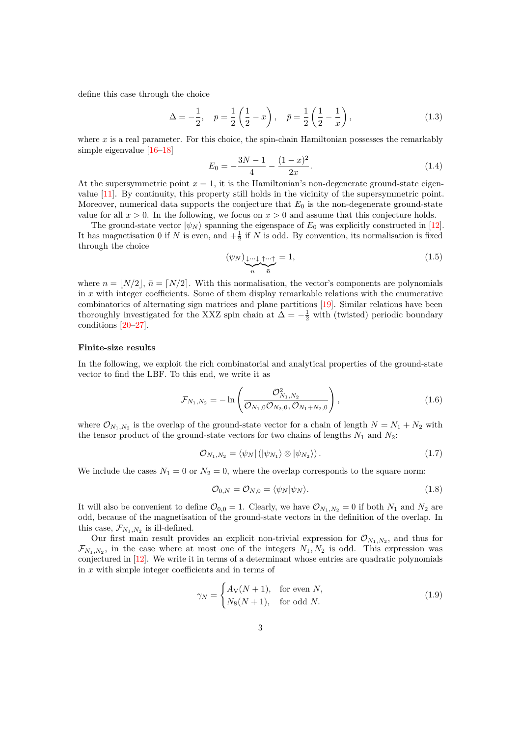define this case through the choice

$$\Delta = -\frac{1}{2}, \quad p = \frac{1}{2}\left(\frac{1}{2} - x\right), \quad \bar{p} = \frac{1}{2}\left(\frac{1}{2} - \frac{1}{x}\right), \tag{1.3}$$

where $x$ is a real parameter. For this choice, the spin-chain Hamiltonian possesses the remarkably simple eigenvalue [16–18]

$$E_0 = -\frac{3N-1}{4} - \frac{(1-x)^2}{2x}. \tag{1.4}$$

At the supersymmetric point $x = 1$, it is the Hamiltonian's non-degenerate ground-state eigenvalue [11]. By continuity, this property still holds in the vicinity of the supersymmetric point. Moreover, numerical data supports the conjecture that $E_0$ is the non-degenerate ground-state value for all $x > 0$. In the following, we focus on $x > 0$ and assume that this conjecture holds.

The ground-state vector $|\psi_N\rangle$ spanning the eigenspace of $E_0$ was explicitly constructed in [12]. It has magnetisation 0 if $N$ is even, and $+\frac{1}{2}$ if $N$ is odd. By convention, its normalisation is fixed through the choice

$$(\psi_N)_{\underbrace{\downarrow\cdots\downarrow}_{n}\underbrace{\uparrow\cdots\uparrow}_{\bar{n}}} = 1, \tag{1.5}$$

where $n = \lfloor N/2 \rfloor$, $\bar{n} = \lceil N/2 \rceil$. With this normalisation, the vector's components are polynomials in $x$ with integer coefficients. Some of them display remarkable relations with the enumerative combinatorics of alternating sign matrices and plane partitions [19]. Similar relations have been thoroughly investigated for the XXZ spin chain at $\Delta = -\frac{1}{2}$ with (twisted) periodic boundary conditions [20–27].

#### Finite-size results

In the following, we exploit the rich combinatorial and analytical properties of the ground-state vector to find the LBF. To this end, we write it as

$$\mathcal{F}_{N_1,N_2} = -\ln\left(\frac{\mathcal{O}_{N_1,N_2}^2}{\mathcal{O}_{N_1,0}\mathcal{O}_{N_2,0},\mathcal{O}_{N_1+N_2,0}}\right), \tag{1.6}$$

where $\mathcal{O}_{N_1,N_2}$ is the overlap of the ground-state vector for a chain of length $N = N_1 + N_2$ with the tensor product of the ground-state vectors for two chains of lengths $N_1$ and $N_2$:

$$\mathcal{O}_{N_1,N_2} = \langle\psi_N|\left(|\psi_{N_1}\rangle \otimes |\psi_{N_2}\rangle\right). \tag{1.7}$$

We include the cases $N_1 = 0$ or $N_2 = 0$, where the overlap corresponds to the square norm:

$$\mathcal{O}_{0,N} = \mathcal{O}_{N,0} = \langle\psi_N|\psi_N\rangle. \tag{1.8}$$

It will also be convenient to define $\mathcal{O}_{0,0} = 1$. Clearly, we have $\mathcal{O}_{N_1,N_2} = 0$ if both $N_1$ and $N_2$ are odd, because of the magnetisation of the ground-state vectors in the definition of the overlap. In this case, $\mathcal{F}_{N_1,N_2}$ is ill-defined.

Our first main result provides an explicit non-trivial expression for $\mathcal{O}_{N_1,N_2}$, and thus for $\mathcal{F}_{N_1,N_2}$, in the case where at most one of the integers $N_1, N_2$ is odd. This expression was conjectured in [12]. We write it in terms of a determinant whose entries are quadratic polynomials in $x$ with simple integer coefficients and in terms of

$$\gamma_N = \begin{cases} A_{\mathrm{V}}(N+1), & \text{for even } N, \\ N_8(N+1), & \text{for odd } N. \end{cases} \tag{1.9}$$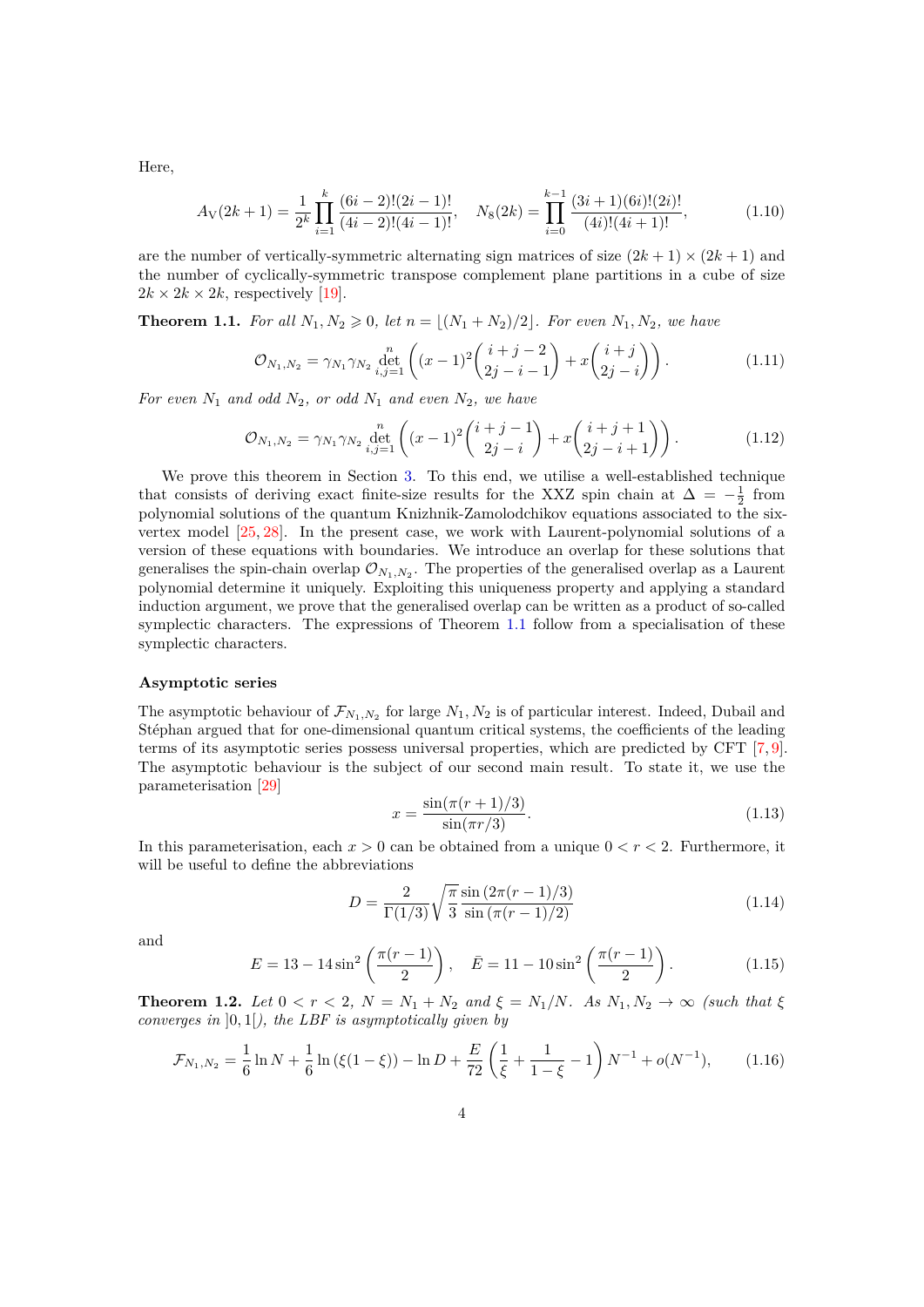Here,

$$A_{\mathrm{V}}(2k+1) = \frac{1}{2^k}\prod_{i=1}^{k}\frac{(6i-2)!(2i-1)!}{(4i-2)!(4i-1)!}, \quad N_8(2k) = \prod_{i=0}^{k-1}\frac{(3i+1)(6i)!(2i)!}{(4i)!(4i+1)!}, \tag{1.10}$$

are the number of vertically-symmetric alternating sign matrices of size $(2k+1)\times(2k+1)$ and the number of cyclically-symmetric transpose complement plane partitions in a cube of size $2k \times 2k \times 2k$, respectively [19].

**Theorem 1.1.** *For all $N_1, N_2 \geqslant 0$, let $n = \lfloor (N_1+N_2)/2 \rfloor$. For even $N_1, N_2$, we have*

$$\mathcal{O}_{N_1,N_2} = \gamma_{N_1}\gamma_{N_2} \det_{i,j=1}^{n}\left((x-1)^2\binom{i+j-2}{2j-i-1} + x\binom{i+j}{2j-i}\right). \tag{1.11}$$

*For even $N_1$ and odd $N_2$, or odd $N_1$ and even $N_2$, we have*

$$\mathcal{O}_{N_1,N_2} = \gamma_{N_1}\gamma_{N_2} \det_{i,j=1}^{n}\left((x-1)^2\binom{i+j-1}{2j-i} + x\binom{i+j+1}{2j-i+1}\right). \tag{1.12}$$

We prove this theorem in Section 3. To this end, we utilise a well-established technique that consists of deriving exact finite-size results for the XXZ spin chain at $\Delta = -\frac{1}{2}$ from polynomial solutions of the quantum Knizhnik-Zamolodchikov equations associated to the six-vertex model [25, 28]. In the present case, we work with Laurent-polynomial solutions of a version of these equations with boundaries. We introduce an overlap for these solutions that generalises the spin-chain overlap $\mathcal{O}_{N_1,N_2}$. The properties of the generalised overlap as a Laurent polynomial determine it uniquely. Exploiting this uniqueness property and applying a standard induction argument, we prove that the generalised overlap can be written as a product of so-called symplectic characters. The expressions of Theorem 1.1 follow from a specialisation of these symplectic characters.

### Asymptotic series

The asymptotic behaviour of $\mathcal{F}_{N_1,N_2}$ for large $N_1, N_2$ is of particular interest. Indeed, Dubail and Stéphan argued that for one-dimensional quantum critical systems, the coefficients of the leading terms of its asymptotic series possess universal properties, which are predicted by CFT [7, 9]. The asymptotic behaviour is the subject of our second main result. To state it, we use the parameterisation [29]

$$x = \frac{\sin(\pi(r+1)/3)}{\sin(\pi r/3)}. \tag{1.13}$$

In this parameterisation, each $x > 0$ can be obtained from a unique $0 < r < 2$. Furthermore, it will be useful to define the abbreviations

$$D = \frac{2}{\Gamma(1/3)}\sqrt{\frac{\pi}{3}}\frac{\sin\left(2\pi(r-1)/3\right)}{\sin\left(\pi(r-1)/2\right)} \tag{1.14}$$

and

$$E = 13 - 14\sin^2\left(\frac{\pi(r-1)}{2}\right), \quad \bar{E} = 11 - 10\sin^2\left(\frac{\pi(r-1)}{2}\right). \tag{1.15}$$

**Theorem 1.2.** *Let $0 < r < 2$, $N = N_1 + N_2$ and $\xi = N_1/N$. As $N_1, N_2 \to \infty$ (such that $\xi$ converges in $]0,1[$), the LBF is asymptotically given by*

$$\mathcal{F}_{N_1,N_2} = \frac{1}{6}\ln N + \frac{1}{6}\ln\left(\xi(1-\xi)\right) - \ln D + \frac{E}{72}\left(\frac{1}{\xi} + \frac{1}{1-\xi} - 1\right)N^{-1} + o(N^{-1}), \tag{1.16}$$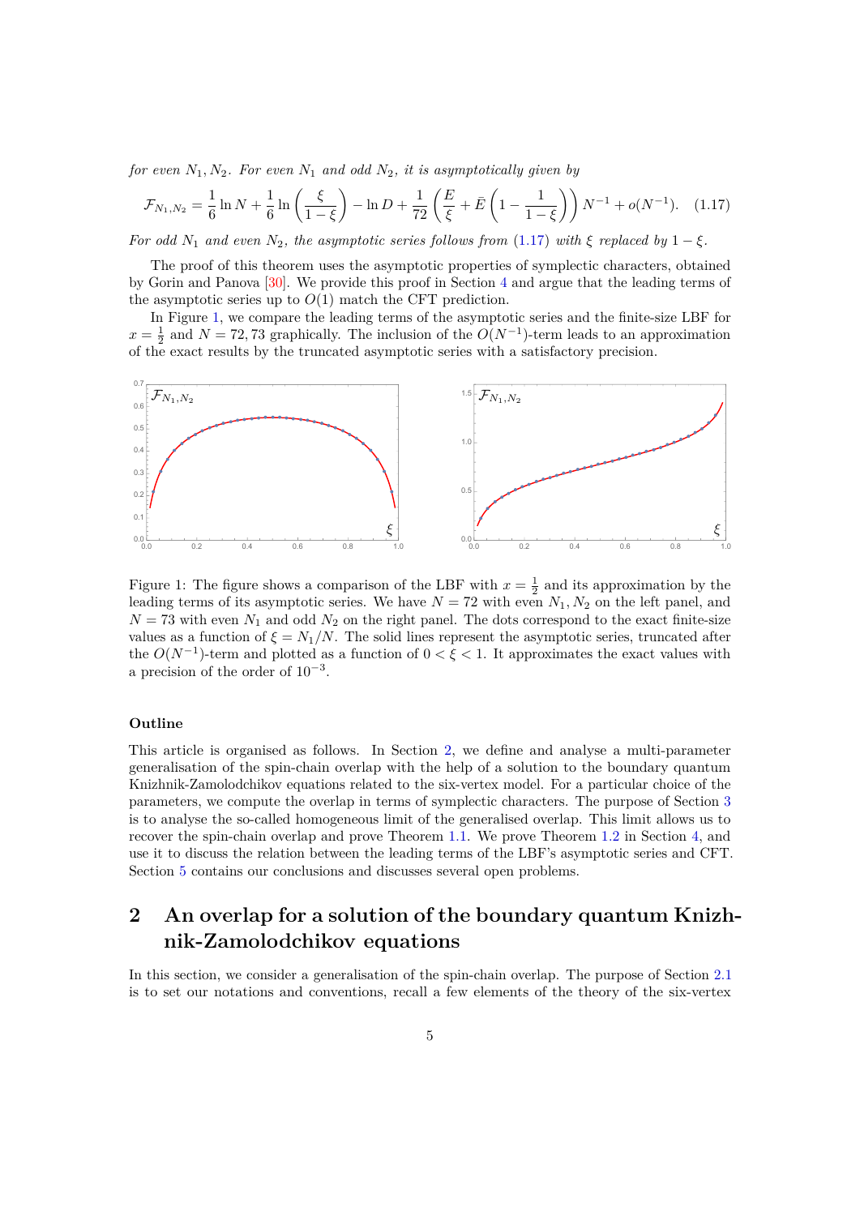*for even $N_1, N_2$. For even $N_1$ and odd $N_2$, it is asymptotically given by*

$$\mathcal{F}_{N_1,N_2} = \frac{1}{6}\ln N + \frac{1}{6}\ln\left(\frac{\xi}{1-\xi}\right) - \ln D + \frac{1}{72}\left(\frac{E}{\xi} + \bar{E}\left(1 - \frac{1}{1-\xi}\right)\right)N^{-1} + o(N^{-1}). \quad (1.17)$$

*For odd $N_1$ and even $N_2$, the asymptotic series follows from (1.17) with $\xi$ replaced by $1-\xi$.*

The proof of this theorem uses the asymptotic properties of symplectic characters, obtained by Gorin and Panova [30]. We provide this proof in Section 4 and argue that the leading terms of the asymptotic series up to $O(1)$ match the CFT prediction.

In Figure 1, we compare the leading terms of the asymptotic series and the finite-size LBF for $x = \frac{1}{2}$ and $N = 72, 73$ graphically. The inclusion of the $O(N^{-1})$-term leads to an approximation of the exact results by the truncated asymptotic series with a satisfactory precision.

Figure 1: The figure shows a comparison of the LBF with $x = \frac{1}{2}$ and its approximation by the leading terms of its asymptotic series. We have $N = 72$ with even $N_1, N_2$ on the left panel, and $N = 73$ with even $N_1$ and odd $N_2$ on the right panel. The dots correspond to the exact finite-size values as a function of $\xi = N_1/N$. The solid lines represent the asymptotic series, truncated after the $O(N^{-1})$-term and plotted as a function of $0 < \xi < 1$. It approximates the exact values with a precision of the order of $10^{-3}$.

### Outline

This article is organised as follows. In Section 2, we define and analyse a multi-parameter generalisation of the spin-chain overlap with the help of a solution to the boundary quantum Knizhnik-Zamolodchikov equations related to the six-vertex model. For a particular choice of the parameters, we compute the overlap in terms of symplectic characters. The purpose of Section 3 is to analyse the so-called homogeneous limit of the generalised overlap. This limit allows us to recover the spin-chain overlap and prove Theorem 1.1. We prove Theorem 1.2 in Section 4, and use it to discuss the relation between the leading terms of the LBF's asymptotic series and CFT. Section 5 contains our conclusions and discusses several open problems.

## 2 An overlap for a solution of the boundary quantum Knizhnik-Zamolodchikov equations

In this section, we consider a generalisation of the spin-chain overlap. The purpose of Section 2.1 is to set our notations and conventions, recall a few elements of the theory of the six-vertex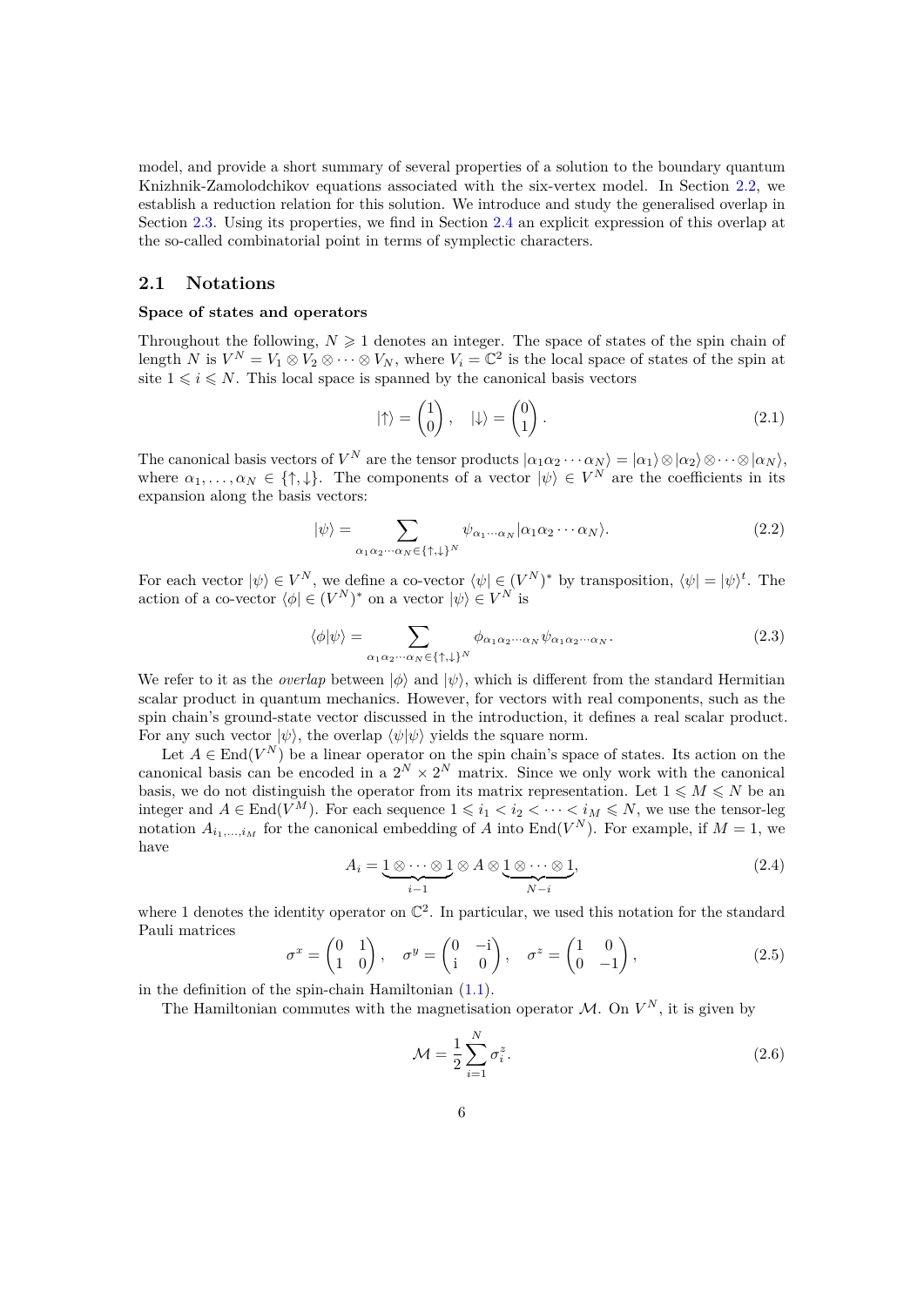model, and provide a short summary of several properties of a solution to the boundary quantum Knizhnik-Zamolodchikov equations associated with the six-vertex model. In Section 2.2, we establish a reduction relation for this solution. We introduce and study the generalised overlap in Section 2.3. Using its properties, we find in Section 2.4 an explicit expression of this overlap at the so-called combinatorial point in terms of symplectic characters.

## 2.1 Notations

### Space of states and operators

Throughout the following, $N \geqslant 1$ denotes an integer. The space of states of the spin chain of length $N$ is $V^N = V_1 \otimes V_2 \otimes \cdots \otimes V_N$, where $V_i = \mathbb{C}^2$ is the local space of states of the spin at site $1 \leqslant i \leqslant N$. This local space is spanned by the canonical basis vectors

$$|{\uparrow}\rangle = \begin{pmatrix} 1 \\ 0 \end{pmatrix}, \quad |{\downarrow}\rangle = \begin{pmatrix} 0 \\ 1 \end{pmatrix}. \tag{2.1}$$

The canonical basis vectors of $V^N$ are the tensor products $|\alpha_1\alpha_2\cdots\alpha_N\rangle = |\alpha_1\rangle \otimes |\alpha_2\rangle \otimes \cdots \otimes |\alpha_N\rangle$, where $\alpha_1, \ldots, \alpha_N \in \{\uparrow, \downarrow\}$. The components of a vector $|\psi\rangle \in V^N$ are the coefficients in its expansion along the basis vectors:

$$|\psi\rangle = \sum_{\alpha_1\alpha_2\cdots\alpha_N \in \{\uparrow,\downarrow\}^N} \psi_{\alpha_1\cdots\alpha_N} |\alpha_1\alpha_2\cdots\alpha_N\rangle. \tag{2.2}$$

For each vector $|\psi\rangle \in V^N$, we define a co-vector $\langle\psi| \in (V^N)^*$ by transposition, $\langle\psi| = |\psi\rangle^t$. The action of a co-vector $\langle\phi| \in (V^N)^*$ on a vector $|\psi\rangle \in V^N$ is

$$\langle\phi|\psi\rangle = \sum_{\alpha_1\alpha_2\cdots\alpha_N \in \{\uparrow,\downarrow\}^N} \phi_{\alpha_1\alpha_2\cdots\alpha_N} \psi_{\alpha_1\alpha_2\cdots\alpha_N}. \tag{2.3}$$

We refer to it as the *overlap* between $|\phi\rangle$ and $|\psi\rangle$, which is different from the standard Hermitian scalar product in quantum mechanics. However, for vectors with real components, such as the spin chain's ground-state vector discussed in the introduction, it defines a real scalar product. For any such vector $|\psi\rangle$, the overlap $\langle\psi|\psi\rangle$ yields the square norm.

Let $A \in \mathrm{End}(V^N)$ be a linear operator on the spin chain's space of states. Its action on the canonical basis can be encoded in a $2^N \times 2^N$ matrix. Since we only work with the canonical basis, we do not distinguish the operator from its matrix representation. Let $1 \leqslant M \leqslant N$ be an integer and $A \in \mathrm{End}(V^M)$. For each sequence $1 \leqslant i_1 < i_2 < \cdots < i_M \leqslant N$, we use the tensor-leg notation $A_{i_1,\ldots,i_M}$ for the canonical embedding of $A$ into $\mathrm{End}(V^N)$. For example, if $M = 1$, we have

$$A_i = \underbrace{1 \otimes \cdots \otimes 1}_{i-1} \otimes A \otimes \underbrace{1 \otimes \cdots \otimes 1}_{N-i}, \tag{2.4}$$

where 1 denotes the identity operator on $\mathbb{C}^2$. In particular, we used this notation for the standard Pauli matrices

$$\sigma^x = \begin{pmatrix} 0 & 1 \\ 1 & 0 \end{pmatrix}, \quad \sigma^y = \begin{pmatrix} 0 & -\mathrm{i} \\ \mathrm{i} & 0 \end{pmatrix}, \quad \sigma^z = \begin{pmatrix} 1 & 0 \\ 0 & -1 \end{pmatrix}, \tag{2.5}$$

in the definition of the spin-chain Hamiltonian (1.1).

The Hamiltonian commutes with the magnetisation operator $\mathcal{M}$. On $V^N$, it is given by

$$\mathcal{M} = \frac{1}{2}\sum_{i=1}^{N} \sigma_i^z. \tag{2.6}$$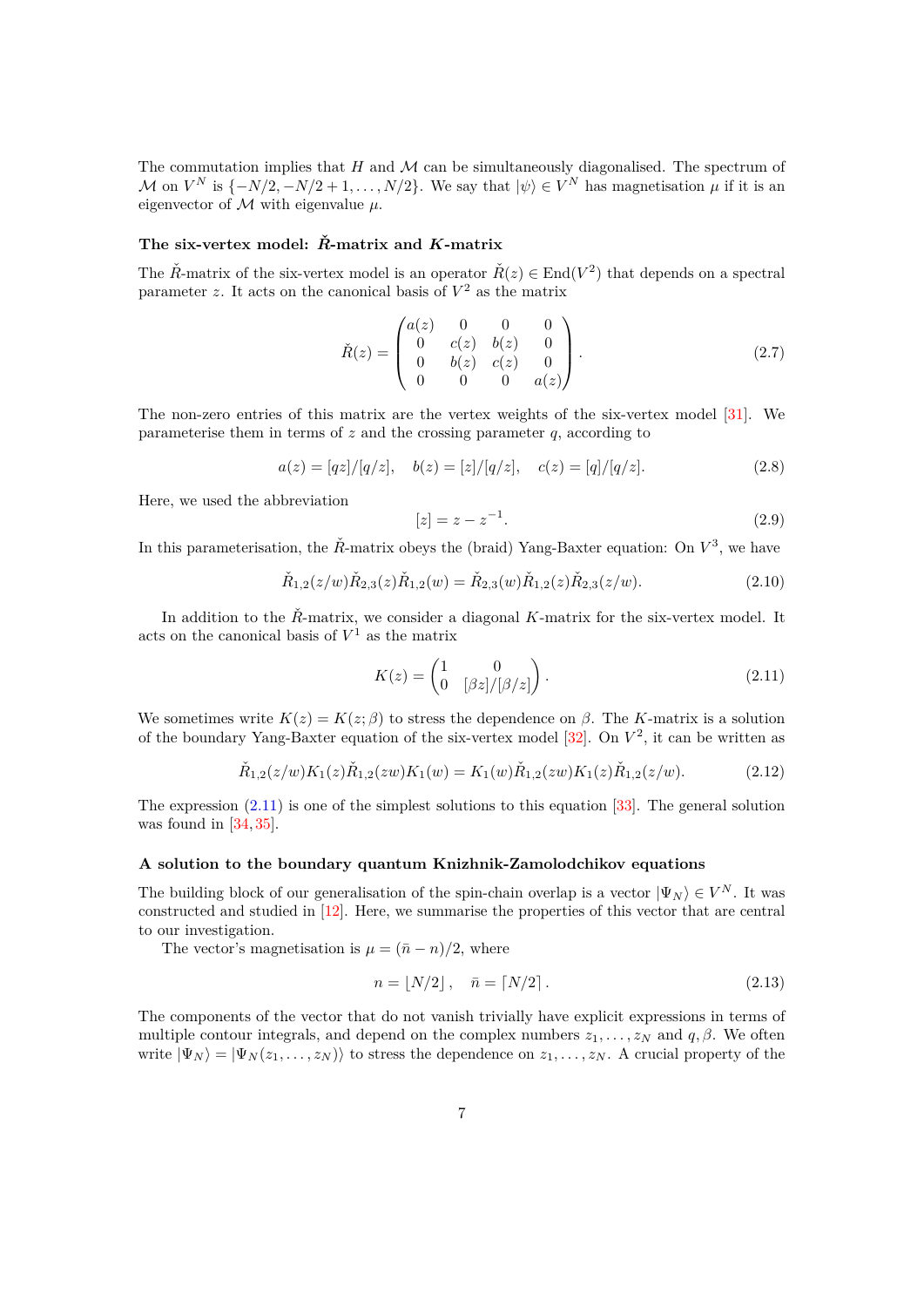The commutation implies that $H$ and $\mathcal{M}$ can be simultaneously diagonalised. The spectrum of $\mathcal{M}$ on $V^N$ is $\{-N/2, -N/2+1, \dots, N/2\}$. We say that $|\psi\rangle \in V^N$ has magnetisation $\mu$ if it is an eigenvector of $\mathcal{M}$ with eigenvalue $\mu$.

### The six-vertex model: $\check{R}$-matrix and $K$-matrix

The $\check{R}$-matrix of the six-vertex model is an operator $\check{R}(z) \in \mathrm{End}(V^2)$ that depends on a spectral parameter $z$. It acts on the canonical basis of $V^2$ as the matrix

$$\check{R}(z) = \begin{pmatrix} a(z) & 0 & 0 & 0 \\ 0 & c(z) & b(z) & 0 \\ 0 & b(z) & c(z) & 0 \\ 0 & 0 & 0 & a(z) \end{pmatrix}. \tag{2.7}$$

The non-zero entries of this matrix are the vertex weights of the six-vertex model [31]. We parameterise them in terms of $z$ and the crossing parameter $q$, according to

$$a(z) = [qz]/[q/z], \quad b(z) = [z]/[q/z], \quad c(z) = [q]/[q/z]. \tag{2.8}$$

Here, we used the abbreviation

$$[z] = z - z^{-1}. \tag{2.9}$$

In this parameterisation, the $\check{R}$-matrix obeys the (braid) Yang-Baxter equation: On $V^3$, we have

$$\check{R}_{1,2}(z/w)\check{R}_{2,3}(z)\check{R}_{1,2}(w) = \check{R}_{2,3}(w)\check{R}_{1,2}(z)\check{R}_{2,3}(z/w). \tag{2.10}$$

In addition to the $\check{R}$-matrix, we consider a diagonal $K$-matrix for the six-vertex model. It acts on the canonical basis of $V^1$ as the matrix

$$K(z) = \begin{pmatrix} 1 & 0 \\ 0 & [\beta z]/[\beta/z] \end{pmatrix}. \tag{2.11}$$

We sometimes write $K(z) = K(z;\beta)$ to stress the dependence on $\beta$. The $K$-matrix is a solution of the boundary Yang-Baxter equation of the six-vertex model [32]. On $V^2$, it can be written as

$$\check{R}_{1,2}(z/w)K_1(z)\check{R}_{1,2}(zw)K_1(w) = K_1(w)\check{R}_{1,2}(zw)K_1(z)\check{R}_{1,2}(z/w). \tag{2.12}$$

The expression (2.11) is one of the simplest solutions to this equation [33]. The general solution was found in [34, 35].

### A solution to the boundary quantum Knizhnik-Zamolodchikov equations

The building block of our generalisation of the spin-chain overlap is a vector $|\Psi_N\rangle \in V^N$. It was constructed and studied in [12]. Here, we summarise the properties of this vector that are central to our investigation.

The vector's magnetisation is $\mu = (\bar{n} - n)/2$, where

$$n = \lfloor N/2 \rfloor, \quad \bar{n} = \lceil N/2 \rceil. \tag{2.13}$$

The components of the vector that do not vanish trivially have explicit expressions in terms of multiple contour integrals, and depend on the complex numbers $z_1, \dots, z_N$ and $q, \beta$. We often write $|\Psi_N\rangle = |\Psi_N(z_1, \dots, z_N)\rangle$ to stress the dependence on $z_1, \dots, z_N$. A crucial property of the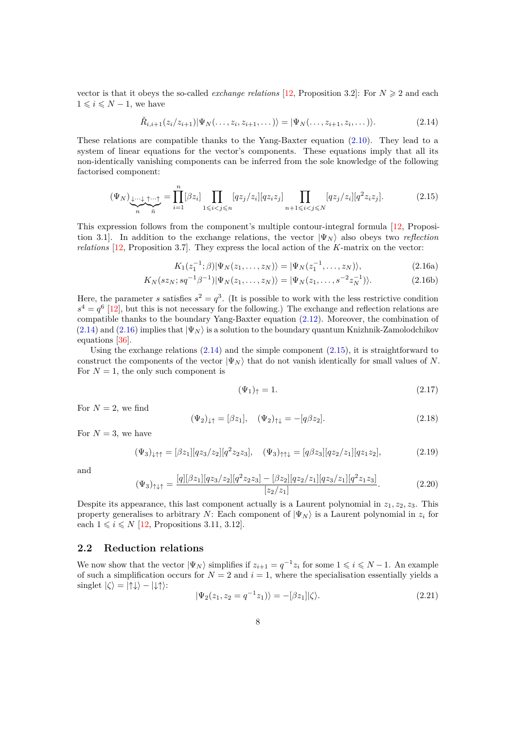vector is that it obeys the so-called *exchange relations* [12, Proposition 3.2]: For $N \geqslant 2$ and each $1 \leqslant i \leqslant N-1$, we have

$$\check{R}_{i,i+1}(z_i/z_{i+1})|\Psi_N(\dots,z_i,z_{i+1},\dots)\rangle = |\Psi_N(\dots,z_{i+1},z_i,\dots)\rangle. \tag{2.14}$$

These relations are compatible thanks to the Yang-Baxter equation (2.10). They lead to a system of linear equations for the vector's components. These equations imply that all its non-identically vanishing components can be inferred from the sole knowledge of the following factorised component:

$$(\Psi_N)_{\underbrace{\downarrow\cdots\downarrow}_{n}\underbrace{\uparrow\cdots\uparrow}_{\bar{n}}} = \prod_{i=1}^{n}[\beta z_i] \prod_{1\leqslant i<j\leqslant n}[qz_j/z_i][qz_iz_j] \prod_{n+1\leqslant i<j\leqslant N}[qz_j/z_i][q^2z_iz_j]. \tag{2.15}$$

This expression follows from the component's multiple contour-integral formula [12, Proposition 3.1]. In addition to the exchange relations, the vector $|\Psi_N\rangle$ also obeys two *reflection relations* [12, Proposition 3.7]. They express the local action of the $K$-matrix on the vector:

$$K_1(z_1^{-1};\beta)|\Psi_N(z_1,\dots,z_N)\rangle = |\Psi_N(z_1^{-1},\dots,z_N)\rangle, \tag{2.16a}$$

$$K_N(sz_N;sq^{-1}\beta^{-1})|\Psi_N(z_1,\dots,z_N)\rangle = |\Psi_N(z_1,\dots,s^{-2}z_N^{-1})\rangle. \tag{2.16b}$$

Here, the parameter $s$ satisfies $s^2 = q^3$. (It is possible to work with the less restrictive condition $s^4 = q^6$ [12], but this is not necessary for the following.) The exchange and reflection relations are compatible thanks to the boundary Yang-Baxter equation (2.12). Moreover, the combination of (2.14) and (2.16) implies that $|\Psi_N\rangle$ is a solution to the boundary quantum Knizhnik-Zamolodchikov equations [36].

Using the exchange relations (2.14) and the simple component (2.15), it is straightforward to construct the components of the vector $|\Psi_N\rangle$ that do not vanish identically for small values of $N$. For $N=1$, the only such component is

$$(\Psi_1)_{\uparrow} = 1. \tag{2.17}$$

For $N=2$, we find

$$(\Psi_2)_{\downarrow\uparrow} = [\beta z_1], \quad (\Psi_2)_{\uparrow\downarrow} = -[q\beta z_2]. \tag{2.18}$$

For $N=3$, we have

$$(\Psi_3)_{\downarrow\uparrow\uparrow} = [\beta z_1][qz_3/z_2][q^2z_2z_3], \quad (\Psi_3)_{\uparrow\uparrow\downarrow} = [q\beta z_3][qz_2/z_1][qz_1z_2], \tag{2.19}$$

and

$$(\Psi_3)_{\uparrow\downarrow\uparrow} = \frac{[q][\beta z_1][qz_3/z_2][q^2z_2z_3] - [\beta z_2][qz_2/z_1][qz_3/z_1][q^2z_1z_3]}{[z_2/z_1]}. \tag{2.20}$$

Despite its appearance, this last component actually is a Laurent polynomial in $z_1, z_2, z_3$. This property generalises to arbitrary $N$: Each component of $|\Psi_N\rangle$ is a Laurent polynomial in $z_i$ for each $1 \leqslant i \leqslant N$ [12, Propositions 3.11, 3.12].

## 2.2 Reduction relations

We now show that the vector $|\Psi_N\rangle$ simplifies if $z_{i+1} = q^{-1}z_i$ for some $1 \leqslant i \leqslant N-1$. An example of such a simplification occurs for $N=2$ and $i=1$, where the specialisation essentially yields a singlet $|\zeta\rangle = |\uparrow\downarrow\rangle - |\downarrow\uparrow\rangle$:

$$|\Psi_2(z_1, z_2 = q^{-1}z_1)\rangle = -[\beta z_1]|\zeta\rangle. \tag{2.21}$$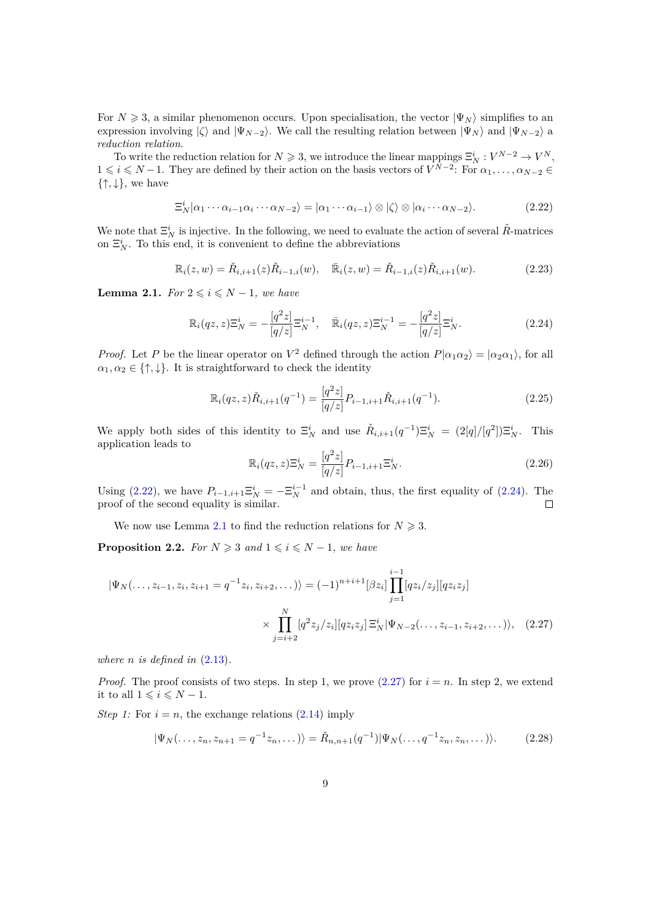For $N \geqslant 3$, a similar phenomenon occurs. Upon specialisation, the vector $|\Psi_N\rangle$ simplifies to an expression involving $|\zeta\rangle$ and $|\Psi_{N-2}\rangle$. We call the resulting relation between $|\Psi_N\rangle$ and $|\Psi_{N-2}\rangle$ a *reduction relation*.

To write the reduction relation for $N \geqslant 3$, we introduce the linear mappings $\Xi_N^i : V^{N-2} \to V^N$, $1 \leqslant i \leqslant N-1$. They are defined by their action on the basis vectors of $V^{N-2}$: For $\alpha_1, \dots, \alpha_{N-2} \in \{\uparrow, \downarrow\}$, we have

$$\Xi_N^i|\alpha_1 \cdots \alpha_{i-1}\alpha_i \cdots \alpha_{N-2}\rangle = |\alpha_1 \cdots \alpha_{i-1}\rangle \otimes |\zeta\rangle \otimes |\alpha_i \cdots \alpha_{N-2}\rangle. \tag{2.22}$$

We note that $\Xi_N^i$ is injective. In the following, we need to evaluate the action of several $\check{R}$-matrices on $\Xi_N^i$. To this end, it is convenient to define the abbreviations

$$\mathbb{R}_i(z,w) = \check{R}_{i,i+1}(z)\check{R}_{i-1,i}(w), \quad \bar{\mathbb{R}}_i(z,w) = \check{R}_{i-1,i}(z)\check{R}_{i,i+1}(w). \tag{2.23}$$

**Lemma 2.1.** *For $2 \leqslant i \leqslant N-1$, we have*

$$\mathbb{R}_i(qz,z)\Xi_N^i = -\frac{[q^2z]}{[q/z]}\Xi_N^{i-1}, \quad \bar{\mathbb{R}}_i(qz,z)\Xi_N^{i-1} = -\frac{[q^2z]}{[q/z]}\Xi_N^{i}. \tag{2.24}$$

*Proof.* Let $P$ be the linear operator on $V^2$ defined through the action $P|\alpha_1\alpha_2\rangle = |\alpha_2\alpha_1\rangle$, for all $\alpha_1, \alpha_2 \in \{\uparrow, \downarrow\}$. It is straightforward to check the identity

$$\mathbb{R}_i(qz,z)\check{R}_{i,i+1}(q^{-1}) = \frac{[q^2z]}{[q/z]}P_{i-1,i+1}\check{R}_{i,i+1}(q^{-1}). \tag{2.25}$$

We apply both sides of this identity to $\Xi_N^i$ and use $\check{R}_{i,i+1}(q^{-1})\Xi_N^i = (2[q]/[q^2])\Xi_N^i$. This application leads to

$$\mathbb{R}_i(qz,z)\Xi_N^i = \frac{[q^2z]}{[q/z]}P_{i-1,i+1}\Xi_N^i. \tag{2.26}$$

Using (2.22), we have $P_{i-1,i+1}\Xi_N^i = -\Xi_N^{i-1}$ and obtain, thus, the first equality of (2.24). The proof of the second equality is similar. $\square$

We now use Lemma 2.1 to find the reduction relations for $N \geqslant 3$.

**Proposition 2.2.** *For $N \geqslant 3$ and $1 \leqslant i \leqslant N-1$, we have*

$$\begin{aligned}|\Psi_N(\dots, z_{i-1}, z_i, z_{i+1} = q^{-1}z_i, z_{i+2}, \dots)\rangle &= (-1)^{n+i+1}[\beta z_i]\prod_{j=1}^{i-1}[qz_i/z_j][qz_iz_j] \\ &\times \prod_{j=i+2}^{N}[q^2z_j/z_i][qz_iz_j]\,\Xi_N^i|\Psi_{N-2}(\dots, z_{i-1}, z_{i+2}, \dots)\rangle,\end{aligned} \tag{2.27}$$

*where $n$ is defined in (2.13).*

*Proof.* The proof consists of two steps. In step 1, we prove (2.27) for $i = n$. In step 2, we extend it to all $1 \leqslant i \leqslant N-1$.

*Step 1:* For $i = n$, the exchange relations (2.14) imply

$$|\Psi_N(\dots, z_n, z_{n+1} = q^{-1}z_n, \dots)\rangle = \check{R}_{n,n+1}(q^{-1})|\Psi_N(\dots, q^{-1}z_n, z_n, \dots)\rangle. \tag{2.28}$$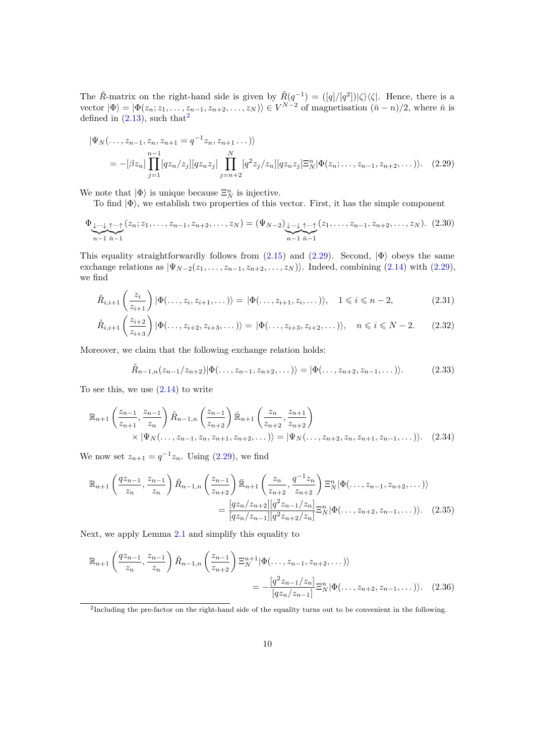The $\check{R}$-matrix on the right-hand side is given by $\check{R}(q^{-1}) = ([q]/[q^2])|\zeta\rangle\langle\zeta|$. Hence, there is a vector $|\Phi\rangle = |\Phi(z_n; z_1, \dots, z_{n-1}, z_{n+2}, \dots, z_N)\rangle \in V^{N-2}$ of magnetisation $(\bar{n} - n)/2$, where $\bar{n}$ is defined in (2.13), such that[2]

$$
\begin{aligned}
&|\Psi_N(\dots, z_{n-1}, z_n, z_{n+1} = q^{-1}z_n, z_{n+1} \dots)\rangle \\
&\quad = -[\beta z_n] \prod_{j=1}^{n-1} [q z_n/z_j][q z_n z_j] \prod_{j=n+2}^{N} [q^2 z_j/z_n][q z_n z_j] \Xi_N^n |\Phi(z_n; \dots, z_{n-1}, z_{n+2}, \dots)\rangle. \quad (2.29)
\end{aligned}
$$

We note that $|\Phi\rangle$ is unique because $\Xi_N^n$ is injective.

To find $|\Phi\rangle$, we establish two properties of this vector. First, it has the simple component

$$
\Phi_{\underbrace{\downarrow\cdots\downarrow}_{n-1}\underbrace{\uparrow\cdots\uparrow}_{\bar{n}-1}}(z_n; z_1, \dots, z_{n-1}, z_{n+2}, \dots, z_N) = (\Psi_{N-2})_{\underbrace{\downarrow\cdots\downarrow}_{n-1}\underbrace{\uparrow\cdots\uparrow}_{\bar{n}-1}}(z_1, \dots, z_{n-1}, z_{n+2}, \dots, z_N). \quad (2.30)
$$

This equality straightforwardly follows from (2.15) and (2.29). Second, $|\Phi\rangle$ obeys the same exchange relations as $|\Psi_{N-2}(z_1, \dots, z_{n-1}, z_{n+2}, \dots, z_N)\rangle$. Indeed, combining (2.14) with (2.29), we find

$$
\check{R}_{i,i+1}\left(\frac{z_i}{z_{i+1}}\right)|\Phi(\dots, z_i, z_{i+1}, \dots)\rangle = |\Phi(\dots, z_{i+1}, z_i, \dots)\rangle, \quad 1 \leqslant i \leqslant n-2, \quad (2.31)
$$

$$
\check{R}_{i,i+1}\left(\frac{z_{i+2}}{z_{i+3}}\right)|\Phi(\dots, z_{i+2}, z_{i+3}, \dots)\rangle = |\Phi(\dots, z_{i+3}, z_{i+2}, \dots)\rangle, \quad n \leqslant i \leqslant N-2. \quad (2.32)
$$

Moreover, we claim that the following exchange relation holds:

$$
\check{R}_{n-1,n}(z_{n-1}/z_{n+2})|\Phi(\dots, z_{n-1}, z_{n+2}, \dots)\rangle = |\Phi(\dots, z_{n+2}, z_{n-1}, \dots)\rangle. \quad (2.33)
$$

To see this, we use (2.14) to write

$$
\begin{aligned}
&\mathbb{R}_{n+1}\left(\frac{z_{n-1}}{z_{n+1}}, \frac{z_{n-1}}{z_n}\right)\check{R}_{n-1,n}\left(\frac{z_{n-1}}{z_{n+2}}\right)\bar{\mathbb{R}}_{n+1}\left(\frac{z_n}{z_{n+2}}, \frac{z_{n+1}}{z_{n+2}}\right) \\
&\qquad \times |\Psi_N(\dots, z_{n-1}, z_n, z_{n+1}, z_{n+2}, \dots)\rangle = |\Psi_N(\dots, z_{n+2}, z_n, z_{n+1}, z_{n-1}, \dots)\rangle. \quad (2.34)
\end{aligned}
$$

We now set $z_{n+1} = q^{-1}z_n$. Using (2.29), we find

$$
\begin{aligned}
&\mathbb{R}_{n+1}\left(\frac{q z_{n-1}}{z_n}, \frac{z_{n-1}}{z_n}\right)\check{R}_{n-1,n}\left(\frac{z_{n-1}}{z_{n+2}}\right)\bar{\mathbb{R}}_{n+1}\left(\frac{z_n}{z_{n+2}}, \frac{q^{-1}z_n}{z_{n+2}}\right)\Xi_N^n|\Phi(\dots, z_{n-1}, z_{n+2}, \dots)\rangle \\
&\qquad = \frac{[q z_n/z_{n+2}][q^2 z_{n-1}/z_n]}{[q z_n/z_{n-1}][q^2 z_{n+2}/z_n]}\Xi_N^n|\Phi(\dots, z_{n+2}, z_{n-1}, \dots)\rangle. \quad (2.35)
\end{aligned}
$$

Next, we apply Lemma 2.1 and simplify this equality to

$$
\begin{aligned}
&\mathbb{R}_{n+1}\left(\frac{q z_{n-1}}{z_n}, \frac{z_{n-1}}{z_n}\right)\check{R}_{n-1,n}\left(\frac{z_{n-1}}{z_{n+2}}\right)\Xi_N^{n+1}|\Phi(\dots, z_{n-1}, z_{n+2}, \dots)\rangle \\
&\qquad = -\frac{[q^2 z_{n-1}/z_n]}{[q z_n/z_{n-1}]}\Xi_N^n|\Phi(\dots, z_{n+2}, z_{n-1}, \dots)\rangle. \quad (2.36)
\end{aligned}
$$

[2]Including the pre-factor on the right-hand side of the equality turns out to be convenient in the following.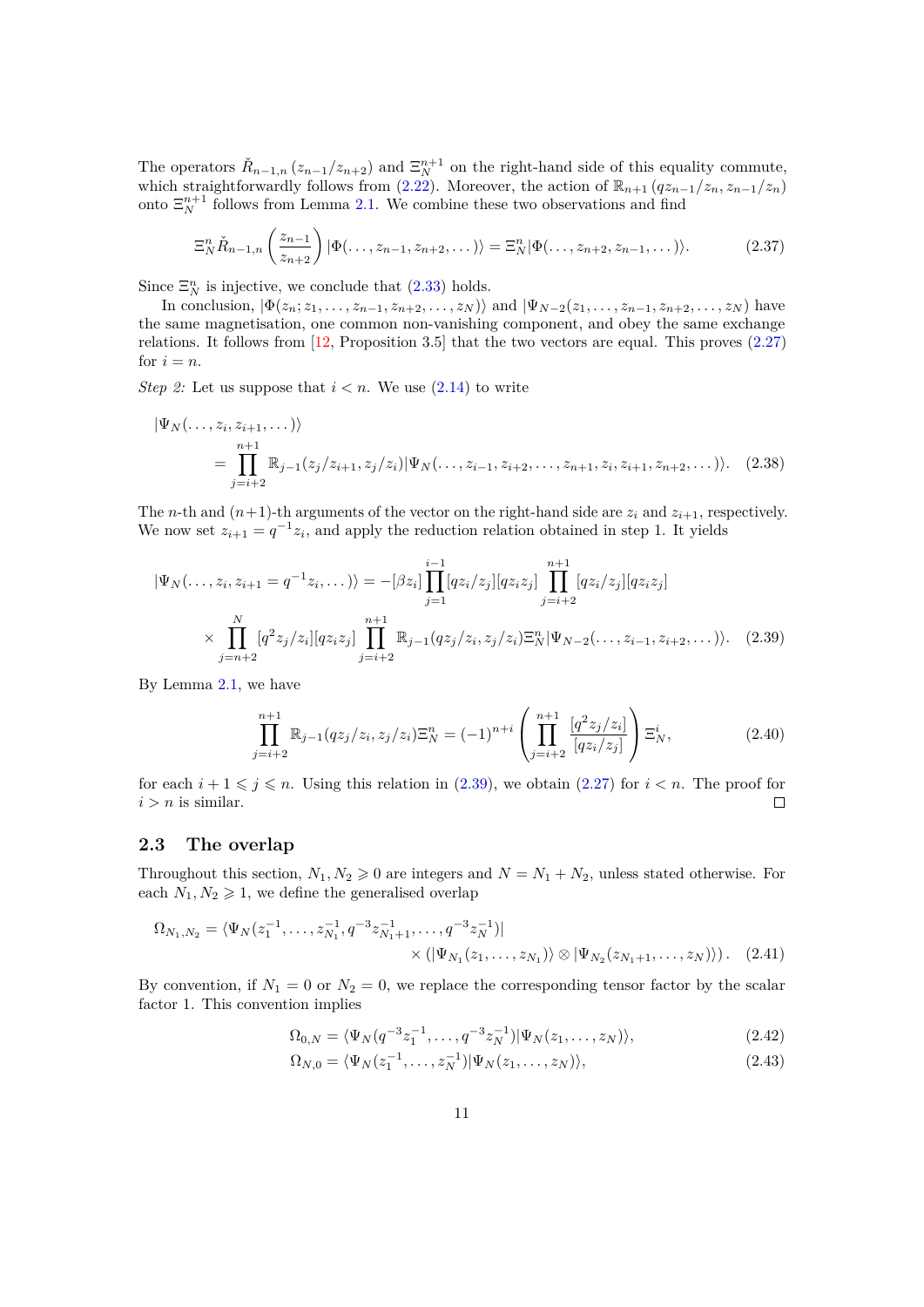The operators $\check{R}_{n-1,n}\left(z_{n-1}/z_{n+2}\right)$ and $\Xi_N^{n+1}$ on the right-hand side of this equality commute, which straightforwardly follows from (2.22). Moreover, the action of $\mathbb{R}_{n+1}\left(qz_{n-1}/z_n, z_{n-1}/z_n\right)$ onto $\Xi_N^{n+1}$ follows from Lemma 2.1. We combine these two observations and find

$$\Xi_N^n \check{R}_{n-1,n}\left(\frac{z_{n-1}}{z_{n+2}}\right)|\Phi(\dots, z_{n-1}, z_{n+2}, \dots)\rangle = \Xi_N^n |\Phi(\dots, z_{n+2}, z_{n-1}, \dots)\rangle. \tag{2.37}$$

Since $\Xi_N^n$ is injective, we conclude that (2.33) holds.

In conclusion, $|\Phi(z_n; z_1, \dots, z_{n-1}, z_{n+2}, \dots, z_N)\rangle$ and $|\Psi_{N-2}(z_1, \dots, z_{n-1}, z_{n+2}, \dots, z_N)\rangle$ have the same magnetisation, one common non-vanishing component, and obey the same exchange relations. It follows from [12, Proposition 3.5] that the two vectors are equal. This proves (2.27) for $i = n$.

*Step 2:* Let us suppose that $i < n$. We use (2.14) to write

$$\begin{aligned}
&|\Psi_N(\dots, z_i, z_{i+1}, \dots)\rangle \\
&\quad = \prod_{j=i+2}^{n+1} \mathbb{R}_{j-1}(z_j/z_{i+1}, z_j/z_i)|\Psi_N(\dots, z_{i-1}, z_{i+2}, \dots, z_{n+1}, z_i, z_{i+1}, z_{n+2}, \dots)\rangle.
\end{aligned} \tag{2.38}$$

The $n$-th and $(n+1)$-th arguments of the vector on the right-hand side are $z_i$ and $z_{i+1}$, respectively. We now set $z_{i+1} = q^{-1}z_i$, and apply the reduction relation obtained in step 1. It yields

$$\begin{aligned}
|\Psi_N(\dots, z_i, z_{i+1} = q^{-1}z_i, \dots)\rangle &= -[\beta z_i] \prod_{j=1}^{i-1}[qz_i/z_j][qz_iz_j] \prod_{j=i+2}^{n+1}[qz_i/z_j][qz_iz_j] \\
&\times \prod_{j=n+2}^{N}[q^2z_j/z_i][qz_iz_j] \prod_{j=i+2}^{n+1}\mathbb{R}_{j-1}(qz_j/z_i, z_j/z_i)\Xi_N^n|\Psi_{N-2}(\dots, z_{i-1}, z_{i+2}, \dots)\rangle.
\end{aligned} \tag{2.39}$$

By Lemma 2.1, we have

$$\prod_{j=i+2}^{n+1}\mathbb{R}_{j-1}(qz_j/z_i, z_j/z_i)\Xi_N^n = (-1)^{n+i}\left(\prod_{j=i+2}^{n+1}\frac{[q^2z_j/z_i]}{[qz_i/z_j]}\right)\Xi_N^i, \tag{2.40}$$

for each $i+1 \leqslant j \leqslant n$. Using this relation in (2.39), we obtain (2.27) for $i < n$. The proof for $i > n$ is similar. □

## 2.3 The overlap

Throughout this section, $N_1, N_2 \geqslant 0$ are integers and $N = N_1 + N_2$, unless stated otherwise. For each $N_1, N_2 \geqslant 1$, we define the generalised overlap

$$\begin{aligned}
\Omega_{N_1,N_2} = \langle\Psi_N(z_1^{-1}, \dots, z_{N_1}^{-1}, q^{-3}z_{N_1+1}^{-1}, \dots, q^{-3}z_N^{-1})| \\
\times \left(|\Psi_{N_1}(z_1, \dots, z_{N_1})\rangle \otimes |\Psi_{N_2}(z_{N_1+1}, \dots, z_N)\rangle\right).
\end{aligned} \tag{2.41}$$

By convention, if $N_1 = 0$ or $N_2 = 0$, we replace the corresponding tensor factor by the scalar factor 1. This convention implies

$$\Omega_{0,N} = \langle\Psi_N(q^{-3}z_1^{-1}, \dots, q^{-3}z_N^{-1})|\Psi_N(z_1, \dots, z_N)\rangle, \tag{2.42}$$

$$\Omega_{N,0} = \langle\Psi_N(z_1^{-1}, \dots, z_N^{-1})|\Psi_N(z_1, \dots, z_N)\rangle, \tag{2.43}$$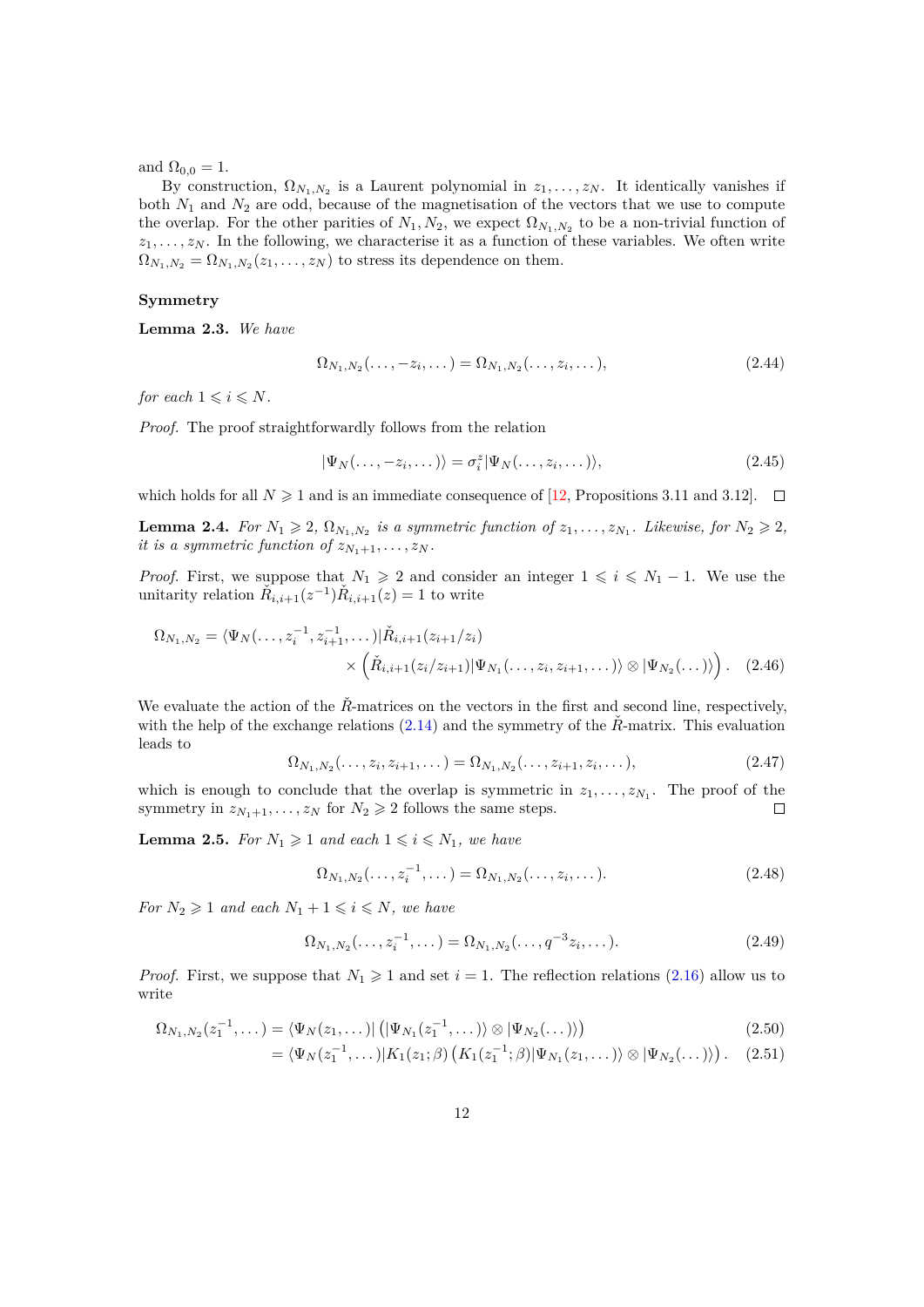and $\Omega_{0,0} = 1$.

By construction, $\Omega_{N_1,N_2}$ is a Laurent polynomial in $z_1, \dots, z_N$. It identically vanishes if both $N_1$ and $N_2$ are odd, because of the magnetisation of the vectors that we use to compute the overlap. For the other parities of $N_1, N_2$, we expect $\Omega_{N_1,N_2}$ to be a non-trivial function of $z_1, \dots, z_N$. In the following, we characterise it as a function of these variables. We often write $\Omega_{N_1,N_2} = \Omega_{N_1,N_2}(z_1, \dots, z_N)$ to stress its dependence on them.

**Symmetry**

**Lemma 2.3.** *We have*

$$\Omega_{N_1,N_2}(\dots, -z_i, \dots) = \Omega_{N_1,N_2}(\dots, z_i, \dots), \tag{2.44}$$

*for each* $1 \leqslant i \leqslant N$.

*Proof.* The proof straightforwardly follows from the relation

$$|\Psi_N(\dots, -z_i, \dots)\rangle = \sigma_i^z |\Psi_N(\dots, z_i, \dots)\rangle, \tag{2.45}$$

which holds for all $N \geqslant 1$ and is an immediate consequence of [12, Propositions 3.11 and 3.12]. ◻

**Lemma 2.4.** *For* $N_1 \geqslant 2$, $\Omega_{N_1,N_2}$ *is a symmetric function of* $z_1, \dots, z_{N_1}$. *Likewise, for* $N_2 \geqslant 2$, *it is a symmetric function of* $z_{N_1+1}, \dots, z_N$.

*Proof.* First, we suppose that $N_1 \geqslant 2$ and consider an integer $1 \leqslant i \leqslant N_1 - 1$. We use the unitarity relation $\check{R}_{i,i+1}(z^{-1})\check{R}_{i,i+1}(z) = 1$ to write

$$\begin{aligned}\Omega_{N_1,N_2} = \langle \Psi_N(\dots, z_i^{-1}, z_{i+1}^{-1}, \dots)|\check{R}_{i,i+1}(z_{i+1}/z_i) \\ \times \left(\check{R}_{i,i+1}(z_i/z_{i+1})|\Psi_{N_1}(\dots, z_i, z_{i+1}, \dots)\rangle \otimes |\Psi_{N_2}(\dots)\rangle\right).\end{aligned} \tag{2.46}$$

We evaluate the action of the $\check{R}$-matrices on the vectors in the first and second line, respectively, with the help of the exchange relations (2.14) and the symmetry of the $\check{R}$-matrix. This evaluation leads to

$$\Omega_{N_1,N_2}(\dots, z_i, z_{i+1}, \dots) = \Omega_{N_1,N_2}(\dots, z_{i+1}, z_i, \dots), \tag{2.47}$$

which is enough to conclude that the overlap is symmetric in $z_1, \dots, z_{N_1}$. The proof of the symmetry in $z_{N_1+1}, \dots, z_N$ for $N_2 \geqslant 2$ follows the same steps. ◻

**Lemma 2.5.** *For* $N_1 \geqslant 1$ *and each* $1 \leqslant i \leqslant N_1$, *we have*

$$\Omega_{N_1,N_2}(\dots, z_i^{-1}, \dots) = \Omega_{N_1,N_2}(\dots, z_i, \dots). \tag{2.48}$$

*For* $N_2 \geqslant 1$ *and each* $N_1 + 1 \leqslant i \leqslant N$, *we have*

$$\Omega_{N_1,N_2}(\dots, z_i^{-1}, \dots) = \Omega_{N_1,N_2}(\dots, q^{-3} z_i, \dots). \tag{2.49}$$

*Proof.* First, we suppose that $N_1 \geqslant 1$ and set $i = 1$. The reflection relations (2.16) allow us to write

$$\begin{aligned}\Omega_{N_1,N_2}(z_1^{-1}, \dots) &= \langle \Psi_N(z_1, \dots)| \left(|\Psi_{N_1}(z_1^{-1}, \dots)\rangle \otimes |\Psi_{N_2}(\dots)\rangle\right) &(2.50)\\ &= \langle \Psi_N(z_1^{-1}, \dots)|K_1(z_1; \beta)\left(K_1(z_1^{-1}; \beta)|\Psi_{N_1}(z_1, \dots)\rangle \otimes |\Psi_{N_2}(\dots)\rangle\right). &(2.51)\end{aligned}$$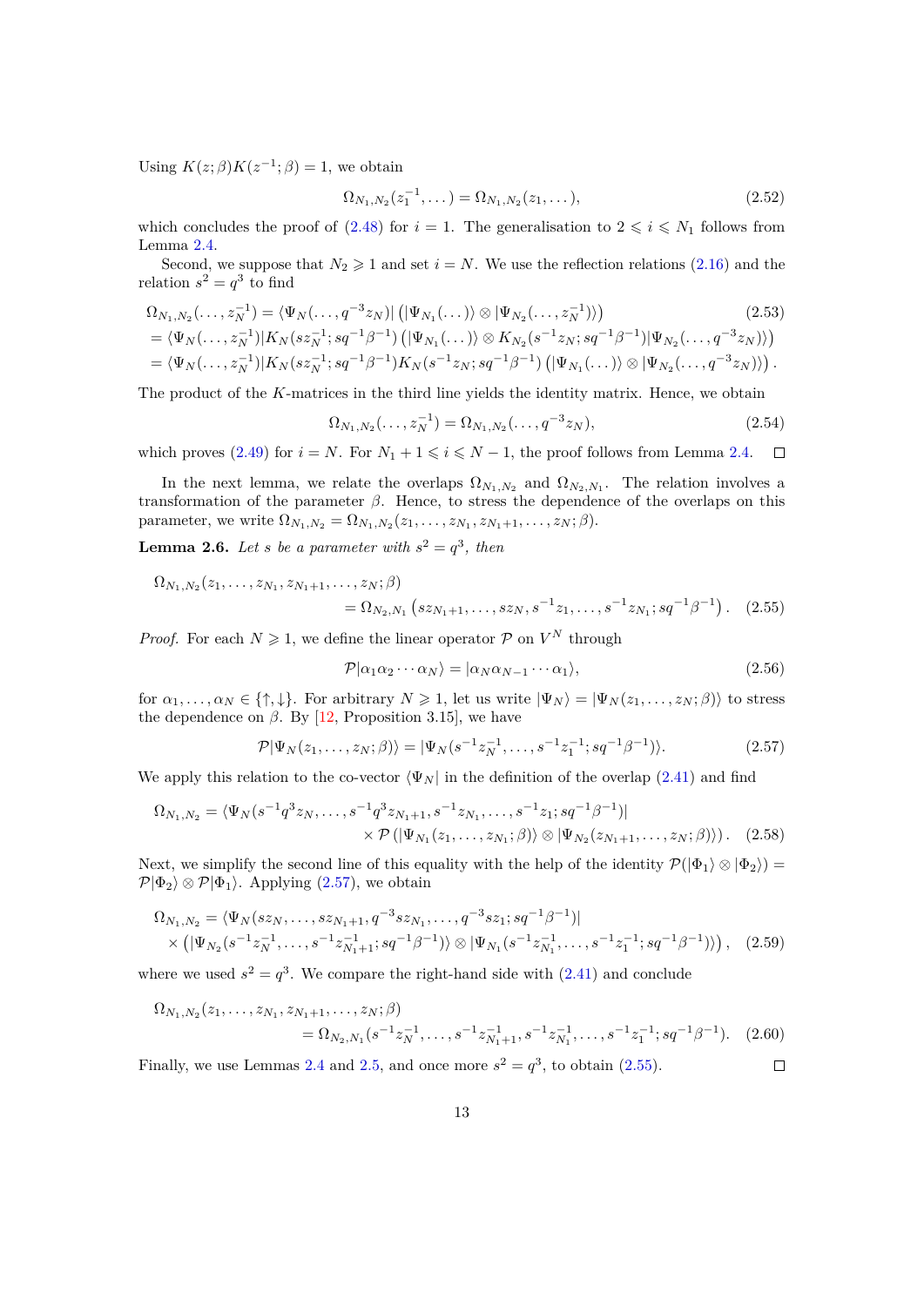Using $K(z;\beta)K(z^{-1};\beta) = 1$, we obtain

$$\Omega_{N_1,N_2}(z_1^{-1},\dots) = \Omega_{N_1,N_2}(z_1,\dots), \tag{2.52}$$

which concludes the proof of (2.48) for $i = 1$. The generalisation to $2 \leqslant i \leqslant N_1$ follows from Lemma 2.4.

Second, we suppose that $N_2 \geqslant 1$ and set $i = N$. We use the reflection relations (2.16) and the relation $s^2 = q^3$ to find

$$\begin{aligned}
&\Omega_{N_1,N_2}(\dots,z_N^{-1}) = \langle\Psi_N(\dots,q^{-3}z_N)|\left(|\Psi_{N_1}(\dots)\rangle\otimes|\Psi_{N_2}(\dots,z_N^{-1})\rangle\right) \\
&= \langle\Psi_N(\dots,z_N^{-1})|K_N(sz_N^{-1};sq^{-1}\beta^{-1})\left(|\Psi_{N_1}(\dots)\rangle\otimes K_{N_2}(s^{-1}z_N;sq^{-1}\beta^{-1})|\Psi_{N_2}(\dots,q^{-3}z_N)\rangle\right) \\
&= \langle\Psi_N(\dots,z_N^{-1})|K_N(sz_N^{-1};sq^{-1}\beta^{-1})K_N(s^{-1}z_N;sq^{-1}\beta^{-1})\left(|\Psi_{N_1}(\dots)\rangle\otimes|\Psi_{N_2}(\dots,q^{-3}z_N)\rangle\right).
\end{aligned} \tag{2.53}$$

The product of the $K$-matrices in the third line yields the identity matrix. Hence, we obtain

$$\Omega_{N_1,N_2}(\dots,z_N^{-1}) = \Omega_{N_1,N_2}(\dots,q^{-3}z_N), \tag{2.54}$$

which proves (2.49) for $i = N$. For $N_1 + 1 \leqslant i \leqslant N - 1$, the proof follows from Lemma 2.4. $\square$

In the next lemma, we relate the overlaps $\Omega_{N_1,N_2}$ and $\Omega_{N_2,N_1}$. The relation involves a transformation of the parameter $\beta$. Hence, to stress the dependence of the overlaps on this parameter, we write $\Omega_{N_1,N_2} = \Omega_{N_1,N_2}(z_1,\dots,z_{N_1},z_{N_1+1},\dots,z_N;\beta)$.

**Lemma 2.6.** *Let $s$ be a parameter with $s^2 = q^3$, then*

$$\begin{aligned}
&\Omega_{N_1,N_2}(z_1,\dots,z_{N_1},z_{N_1+1},\dots,z_N;\beta) \\
&\qquad\qquad = \Omega_{N_2,N_1}\left(sz_{N_1+1},\dots,sz_N,s^{-1}z_1,\dots,s^{-1}z_{N_1};sq^{-1}\beta^{-1}\right).
\end{aligned} \tag{2.55}$$

*Proof.* For each $N \geqslant 1$, we define the linear operator $\mathcal{P}$ on $V^N$ through

$$\mathcal{P}|\alpha_1\alpha_2\cdots\alpha_N\rangle = |\alpha_N\alpha_{N-1}\cdots\alpha_1\rangle, \tag{2.56}$$

for $\alpha_1,\dots,\alpha_N \in \{\uparrow,\downarrow\}$. For arbitrary $N \geqslant 1$, let us write $|\Psi_N\rangle = |\Psi_N(z_1,\dots,z_N;\beta)\rangle$ to stress the dependence on $\beta$. By [12, Proposition 3.15], we have

$$\mathcal{P}|\Psi_N(z_1,\dots,z_N;\beta)\rangle = |\Psi_N(s^{-1}z_N^{-1},\dots,s^{-1}z_1^{-1};sq^{-1}\beta^{-1})\rangle. \tag{2.57}$$

We apply this relation to the co-vector $\langle\Psi_N|$ in the definition of the overlap (2.41) and find

$$\begin{aligned}
\Omega_{N_1,N_2} = {}&\langle\Psi_N(s^{-1}q^3z_N,\dots,s^{-1}q^3z_{N_1+1},s^{-1}z_{N_1},\dots,s^{-1}z_1;sq^{-1}\beta^{-1})| \\
&\times\mathcal{P}\left(|\Psi_{N_1}(z_1,\dots,z_{N_1};\beta)\rangle\otimes|\Psi_{N_2}(z_{N_1+1},\dots,z_N;\beta)\rangle\right).
\end{aligned} \tag{2.58}$$

Next, we simplify the second line of this equality with the help of the identity $\mathcal{P}(|\Phi_1\rangle\otimes|\Phi_2\rangle) = \mathcal{P}|\Phi_2\rangle\otimes\mathcal{P}|\Phi_1\rangle$. Applying (2.57), we obtain

$$\begin{aligned}
&\Omega_{N_1,N_2} = \langle\Psi_N(sz_N,\dots,sz_{N_1+1},q^{-3}sz_{N_1},\dots,q^{-3}sz_1;sq^{-1}\beta^{-1})| \\
&\times\left(|\Psi_{N_2}(s^{-1}z_N^{-1},\dots,s^{-1}z_{N_1+1}^{-1};sq^{-1}\beta^{-1})\rangle\otimes|\Psi_{N_1}(s^{-1}z_{N_1}^{-1},\dots,s^{-1}z_1^{-1};sq^{-1}\beta^{-1})\rangle\right),
\end{aligned} \tag{2.59}$$

where we used $s^2 = q^3$. We compare the right-hand side with (2.41) and conclude

$$\begin{aligned}
&\Omega_{N_1,N_2}(z_1,\dots,z_{N_1},z_{N_1+1},\dots,z_N;\beta) \\
&\qquad\qquad = \Omega_{N_2,N_1}(s^{-1}z_N^{-1},\dots,s^{-1}z_{N_1+1}^{-1},s^{-1}z_{N_1}^{-1},\dots,s^{-1}z_1^{-1};sq^{-1}\beta^{-1}).
\end{aligned} \tag{2.60}$$

Finally, we use Lemmas 2.4 and 2.5, and once more $s^2 = q^3$, to obtain (2.55). $\square$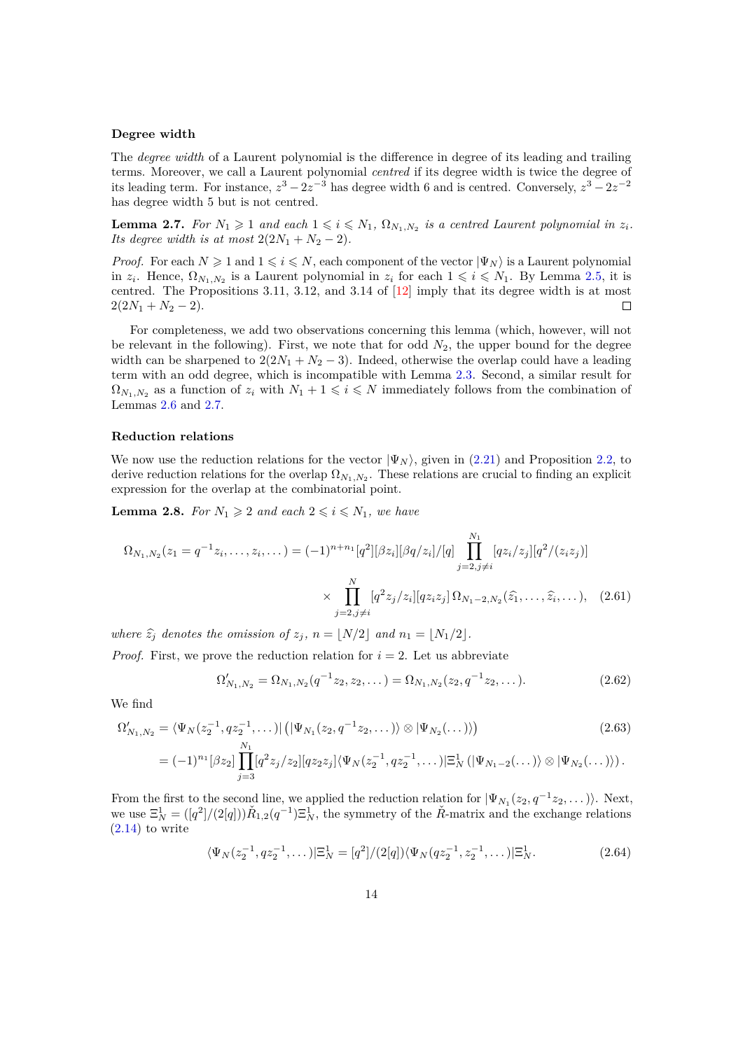#### Degree width

The *degree width* of a Laurent polynomial is the difference in degree of its leading and trailing terms. Moreover, we call a Laurent polynomial *centred* if its degree width is twice the degree of its leading term. For instance, $z^3 - 2z^{-3}$ has degree width 6 and is centred. Conversely, $z^3 - 2z^{-2}$ has degree width 5 but is not centred.

**Lemma 2.7.** *For $N_1 \geqslant 1$ and each $1 \leqslant i \leqslant N_1$, $\Omega_{N_1,N_2}$ is a centred Laurent polynomial in $z_i$. Its degree width is at most $2(2N_1 + N_2 - 2)$.*

*Proof.* For each $N \geqslant 1$ and $1 \leqslant i \leqslant N$, each component of the vector $|\Psi_N\rangle$ is a Laurent polynomial in $z_i$. Hence, $\Omega_{N_1,N_2}$ is a Laurent polynomial in $z_i$ for each $1 \leqslant i \leqslant N_1$. By Lemma 2.5, it is centred. The Propositions 3.11, 3.12, and 3.14 of [12] imply that its degree width is at most $2(2N_1 + N_2 - 2)$. $\square$

For completeness, we add two observations concerning this lemma (which, however, will not be relevant in the following). First, we note that for odd $N_2$, the upper bound for the degree width can be sharpened to $2(2N_1 + N_2 - 3)$. Indeed, otherwise the overlap could have a leading term with an odd degree, which is incompatible with Lemma 2.3. Second, a similar result for $\Omega_{N_1,N_2}$ as a function of $z_i$ with $N_1 + 1 \leqslant i \leqslant N$ immediately follows from the combination of Lemmas 2.6 and 2.7.

#### Reduction relations

We now use the reduction relations for the vector $|\Psi_N\rangle$, given in (2.21) and Proposition 2.2, to derive reduction relations for the overlap $\Omega_{N_1,N_2}$. These relations are crucial to finding an explicit expression for the overlap at the combinatorial point.

**Lemma 2.8.** *For $N_1 \geqslant 2$ and each $2 \leqslant i \leqslant N_1$, we have*

$$\Omega_{N_1,N_2}(z_1 = q^{-1}z_i, \ldots, z_i, \ldots) = (-1)^{n+n_1}[q^2][\beta z_i][\beta q/z_i]/[q] \prod_{j=2, j\neq i}^{N_1} [qz_i/z_j][q^2/(z_i z_j)] \times \prod_{j=2, j\neq i}^{N} [q^2 z_j/z_i][qz_i z_j]\, \Omega_{N_1-2,N_2}(\widehat{z}_1, \ldots, \widehat{z}_i, \ldots), \quad (2.61)$$

*where $\widehat{z}_j$ denotes the omission of $z_j$, $n = \lfloor N/2 \rfloor$ and $n_1 = \lfloor N_1/2 \rfloor$.*

*Proof.* First, we prove the reduction relation for $i = 2$. Let us abbreviate

$$\Omega'_{N_1,N_2} = \Omega_{N_1,N_2}(q^{-1}z_2, z_2, \ldots) = \Omega_{N_1,N_2}(z_2, q^{-1}z_2, \ldots). \quad (2.62)$$

We find

$$\begin{aligned}\Omega'_{N_1,N_2} &= \langle \Psi_N(z_2^{-1}, qz_2^{-1}, \ldots)| \left(|\Psi_{N_1}(z_2, q^{-1}z_2, \ldots)\rangle \otimes |\Psi_{N_2}(\ldots)\rangle\right) \quad (2.63)\\ &= (-1)^{n_1}[\beta z_2] \prod_{j=3}^{N_1} [q^2 z_j/z_2][qz_2 z_j] \langle \Psi_N(z_2^{-1}, qz_2^{-1}, \ldots)|\Xi_N^1 \left(|\Psi_{N_1-2}(\ldots)\rangle \otimes |\Psi_{N_2}(\ldots)\rangle\right).\end{aligned}$$

From the first to the second line, we applied the reduction relation for $|\Psi_{N_1}(z_2, q^{-1}z_2, \ldots)\rangle$. Next, we use $\Xi_N^1 = ([q^2]/(2[q]))\check{R}_{1,2}(q^{-1})\Xi_N^1$, the symmetry of the $\check{R}$-matrix and the exchange relations (2.14) to write

$$\langle \Psi_N(z_2^{-1}, qz_2^{-1}, \ldots)|\Xi_N^1 = [q^2]/(2[q]) \langle \Psi_N(qz_2^{-1}, z_2^{-1}, \ldots)|\Xi_N^1. \quad (2.64)$$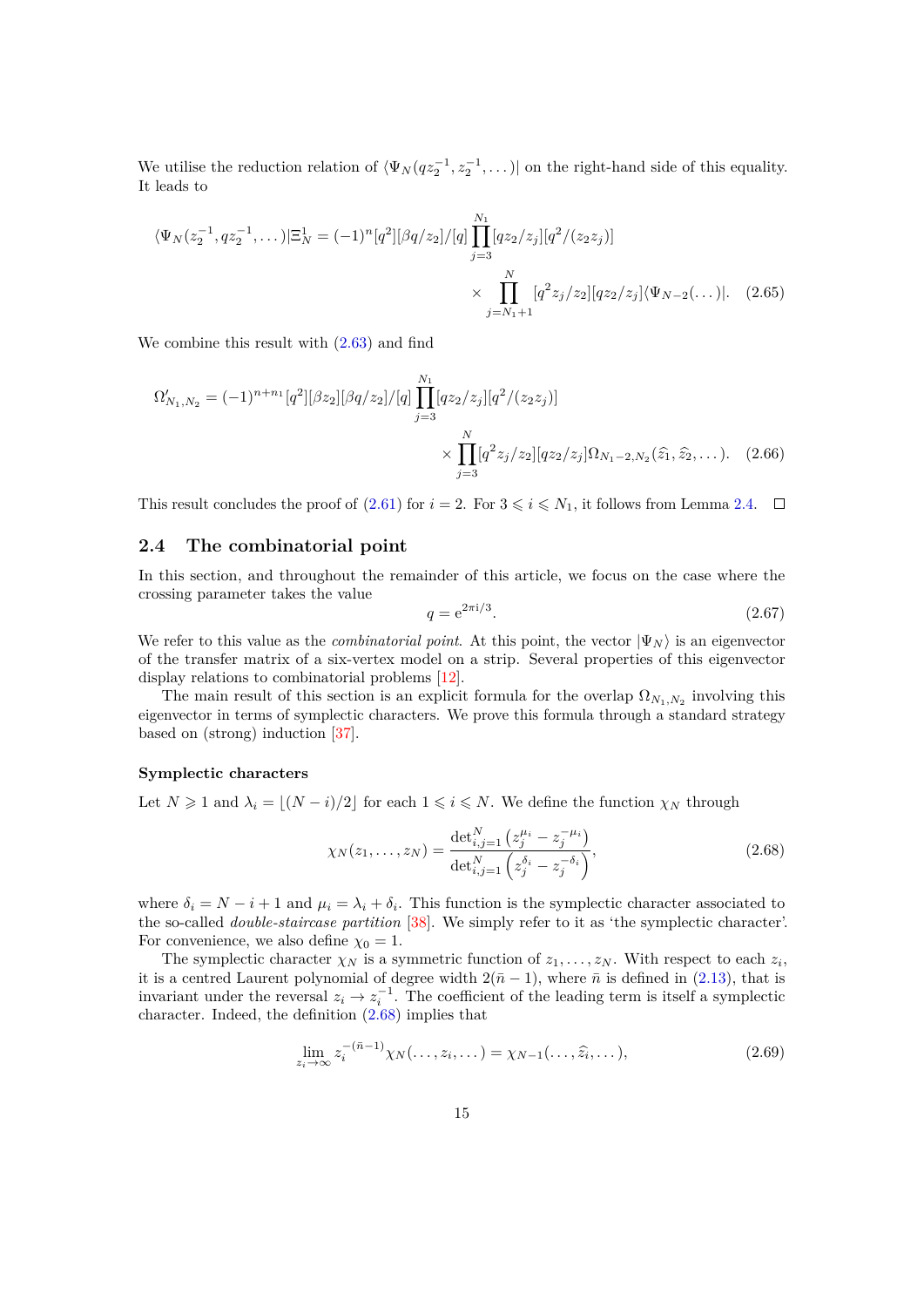We utilise the reduction relation of $\langle \Psi_N(qz_2^{-1}, z_2^{-1}, \dots)|$ on the right-hand side of this equality. It leads to

$$\langle \Psi_N(z_2^{-1}, qz_2^{-1}, \dots)|\Xi_N^1 = (-1)^n [q^2][\beta q/z_2]/[q] \prod_{j=3}^{N_1} [qz_2/z_j][q^2/(z_2 z_j)] \\ \times \prod_{j=N_1+1}^{N} [q^2 z_j/z_2][qz_2/z_j]\langle \Psi_{N-2}(\dots)|. \quad (2.65)$$

We combine this result with (2.63) and find

$$\Omega'_{N_1,N_2} = (-1)^{n+n_1}[q^2][\beta z_2][\beta q/z_2]/[q] \prod_{j=3}^{N_1}[qz_2/z_j][q^2/(z_2 z_j)] \\ \times \prod_{j=3}^{N}[q^2 z_j/z_2][qz_2/z_j]\Omega_{N_1-2,N_2}(\widehat{z}_1, \widehat{z}_2, \dots). \quad (2.66)$$

This result concludes the proof of (2.61) for $i = 2$. For $3 \leqslant i \leqslant N_1$, it follows from Lemma 2.4. □

## 2.4 The combinatorial point

In this section, and throughout the remainder of this article, we focus on the case where the crossing parameter takes the value

$$q = \mathrm{e}^{2\pi \mathrm{i}/3}. \quad (2.67)$$

We refer to this value as the *combinatorial point*. At this point, the vector $|\Psi_N\rangle$ is an eigenvector of the transfer matrix of a six-vertex model on a strip. Several properties of this eigenvector display relations to combinatorial problems [12].

The main result of this section is an explicit formula for the overlap $\Omega_{N_1,N_2}$ involving this eigenvector in terms of symplectic characters. We prove this formula through a standard strategy based on (strong) induction [37].

#### Symplectic characters

Let $N \geqslant 1$ and $\lambda_i = \lfloor (N-i)/2 \rfloor$ for each $1 \leqslant i \leqslant N$. We define the function $\chi_N$ through

$$\chi_N(z_1, \dots, z_N) = \frac{\det_{i,j=1}^N \left(z_j^{\mu_i} - z_j^{-\mu_i}\right)}{\det_{i,j=1}^N \left(z_j^{\delta_i} - z_j^{-\delta_i}\right)}, \quad (2.68)$$

where $\delta_i = N - i + 1$ and $\mu_i = \lambda_i + \delta_i$. This function is the symplectic character associated to the so-called *double-staircase partition* [38]. We simply refer to it as 'the symplectic character'. For convenience, we also define $\chi_0 = 1$.

The symplectic character $\chi_N$ is a symmetric function of $z_1, \dots, z_N$. With respect to each $z_i$, it is a centred Laurent polynomial of degree width $2(\bar{n}-1)$, where $\bar{n}$ is defined in (2.13), that is invariant under the reversal $z_i \to z_i^{-1}$. The coefficient of the leading term is itself a symplectic character. Indeed, the definition (2.68) implies that

$$\lim_{z_i \to \infty} z_i^{-(\bar{n}-1)} \chi_N(\dots, z_i, \dots) = \chi_{N-1}(\dots, \widehat{z}_i, \dots), \quad (2.69)$$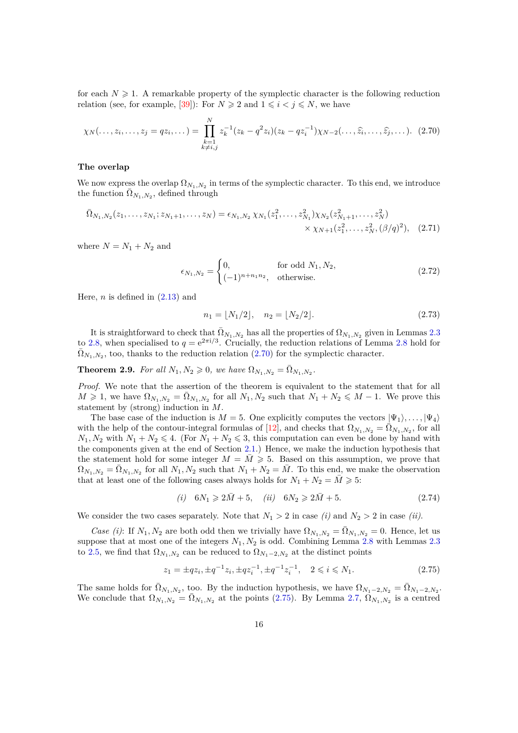for each $N \geqslant 1$. A remarkable property of the symplectic character is the following reduction relation (see, for example, [39]): For $N \geqslant 2$ and $1 \leqslant i < j \leqslant N$, we have

$$\chi_N(\dots, z_i, \dots, z_j = qz_i, \dots) = \prod_{\substack{k=1 \\ k\neq i,j}}^{N} z_k^{-1}(z_k - q^2 z_i)(z_k - qz_i^{-1})\chi_{N-2}(\dots, \widehat{z}_i, \dots, \widehat{z}_j, \dots). \quad (2.70)$$

**The overlap**

We now express the overlap $\Omega_{N_1,N_2}$ in terms of the symplectic character. To this end, we introduce the function $\bar{\Omega}_{N_1,N_2}$, defined through

$$\bar{\Omega}_{N_1,N_2}(z_1, \dots, z_{N_1}; z_{N_1+1}, \dots, z_N) = \epsilon_{N_1,N_2}\, \chi_{N_1}(z_1^2, \dots, z_{N_1}^2)\chi_{N_2}(z_{N_1+1}^2, \dots, z_N^2) \times \chi_{N+1}(z_1^2, \dots, z_N^2, (\beta/q)^2), \quad (2.71)$$

where $N = N_1 + N_2$ and

$$\epsilon_{N_1,N_2} = \begin{cases} 0, & \text{for odd } N_1, N_2, \\ (-1)^{n+n_1 n_2}, & \text{otherwise.} \end{cases} \quad (2.72)$$

Here, $n$ is defined in (2.13) and

$$n_1 = \lfloor N_1/2 \rfloor, \quad n_2 = \lfloor N_2/2 \rfloor. \quad (2.73)$$

It is straightforward to check that $\bar{\Omega}_{N_1,N_2}$ has all the properties of $\Omega_{N_1,N_2}$ given in Lemmas 2.3 to 2.8, when specialised to $q = \mathrm{e}^{2\pi \mathrm{i}/3}$. Crucially, the reduction relations of Lemma 2.8 hold for $\bar{\Omega}_{N_1,N_2}$, too, thanks to the reduction relation (2.70) for the symplectic character.

**Theorem 2.9.** *For all $N_1, N_2 \geqslant 0$, we have $\Omega_{N_1,N_2} = \bar{\Omega}_{N_1,N_2}$.*

*Proof.* We note that the assertion of the theorem is equivalent to the statement that for all $M \geqslant 1$, we have $\Omega_{N_1,N_2} = \bar{\Omega}_{N_1,N_2}$ for all $N_1, N_2$ such that $N_1 + N_2 \leqslant M - 1$. We prove this statement by (strong) induction in $M$.

The base case of the induction is $M = 5$. One explicitly computes the vectors $|\Psi_1\rangle, \dots, |\Psi_4\rangle$ with the help of the contour-integral formulas of [12], and checks that $\Omega_{N_1,N_2} = \bar{\Omega}_{N_1,N_2}$, for all $N_1, N_2$ with $N_1 + N_2 \leqslant 4$. (For $N_1 + N_2 \leqslant 3$, this computation can even be done by hand with the components given at the end of Section 2.1.) Hence, we make the induction hypothesis that the statement hold for some integer $M = \bar{M} \geqslant 5$. Based on this assumption, we prove that $\Omega_{N_1,N_2} = \bar{\Omega}_{N_1,N_2}$ for all $N_1, N_2$ such that $N_1 + N_2 = \bar{M}$. To this end, we make the observation that at least one of the following cases always holds for $N_1 + N_2 = \bar{M} \geqslant 5$:

$$(i) \quad 6N_1 \geqslant 2\bar{M} + 5, \quad (ii) \quad 6N_2 \geqslant 2\bar{M} + 5. \quad (2.74)$$

We consider the two cases separately. Note that $N_1 > 2$ in case *(i)* and $N_2 > 2$ in case *(ii)*.

*Case (i)*: If $N_1, N_2$ are both odd then we trivially have $\Omega_{N_1,N_2} = \bar{\Omega}_{N_1,N_2} = 0$. Hence, let us suppose that at most one of the integers $N_1, N_2$ is odd. Combining Lemma 2.8 with Lemmas 2.3 to 2.5, we find that $\Omega_{N_1,N_2}$ can be reduced to $\Omega_{N_1-2,N_2}$ at the distinct points

$$z_1 = \pm qz_i, \pm q^{-1}z_i, \pm qz_i^{-1}, \pm q^{-1}z_i^{-1}, \quad 2 \leqslant i \leqslant N_1. \quad (2.75)$$

The same holds for $\bar{\Omega}_{N_1,N_2}$, too. By the induction hypothesis, we have $\Omega_{N_1-2,N_2} = \bar{\Omega}_{N_1-2,N_2}$. We conclude that $\Omega_{N_1,N_2} = \bar{\Omega}_{N_1,N_2}$ at the points (2.75). By Lemma 2.7, $\Omega_{N_1,N_2}$ is a centred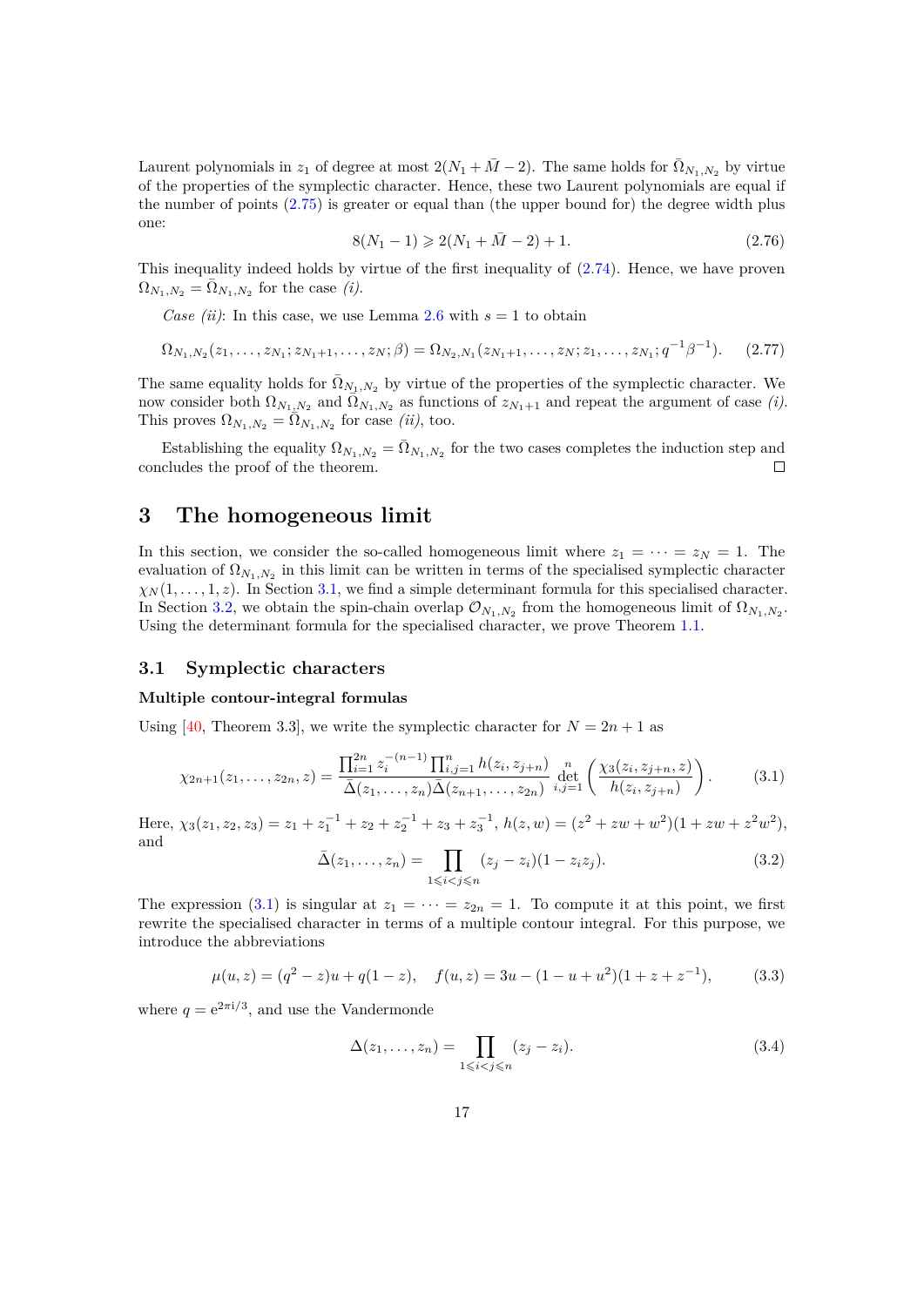Laurent polynomials in $z_1$ of degree at most $2(N_1 + \bar{M} - 2)$. The same holds for $\bar{\Omega}_{N_1,N_2}$ by virtue of the properties of the symplectic character. Hence, these two Laurent polynomials are equal if the number of points (2.75) is greater or equal than (the upper bound for) the degree width plus one:

$$8(N_1 - 1) \geqslant 2(N_1 + \bar{M} - 2) + 1. \tag{2.76}$$

This inequality indeed holds by virtue of the first inequality of (2.74). Hence, we have proven $\Omega_{N_1,N_2} = \bar{\Omega}_{N_1,N_2}$ for the case *(i)*.

*Case (ii)*: In this case, we use Lemma 2.6 with $s = 1$ to obtain

$$\Omega_{N_1,N_2}(z_1,\ldots,z_{N_1}; z_{N_1+1},\ldots,z_N;\beta) = \Omega_{N_2,N_1}(z_{N_1+1},\ldots,z_N; z_1,\ldots,z_{N_1}; q^{-1}\beta^{-1}). \tag{2.77}$$

The same equality holds for $\bar{\Omega}_{N_1,N_2}$ by virtue of the properties of the symplectic character. We now consider both $\Omega_{N_1,N_2}$ and $\bar{\Omega}_{N_1,N_2}$ as functions of $z_{N_1+1}$ and repeat the argument of case *(i)*. This proves $\Omega_{N_1,N_2} = \bar{\Omega}_{N_1,N_2}$ for case *(ii)*, too.

Establishing the equality $\Omega_{N_1,N_2} = \bar{\Omega}_{N_1,N_2}$ for the two cases completes the induction step and concludes the proof of the theorem. □

# 3 The homogeneous limit

In this section, we consider the so-called homogeneous limit where $z_1 = \cdots = z_N = 1$. The evaluation of $\Omega_{N_1,N_2}$ in this limit can be written in terms of the specialised symplectic character $\chi_N(1,\ldots,1,z)$. In Section 3.1, we find a simple determinant formula for this specialised character. In Section 3.2, we obtain the spin-chain overlap $\mathcal{O}_{N_1,N_2}$ from the homogeneous limit of $\Omega_{N_1,N_2}$. Using the determinant formula for the specialised character, we prove Theorem 1.1.

## 3.1 Symplectic characters

**Multiple contour-integral formulas**

Using [40, Theorem 3.3], we write the symplectic character for $N = 2n+1$ as

$$\chi_{2n+1}(z_1,\ldots,z_{2n},z) = \frac{\prod_{i=1}^{2n} z_i^{-(n-1)} \prod_{i,j=1}^{n} h(z_i,z_{j+n})}{\bar{\Delta}(z_1,\ldots,z_n)\bar{\Delta}(z_{n+1},\ldots,z_{2n})} \det_{i,j=1}^{n}\left(\frac{\chi_3(z_i,z_{j+n},z)}{h(z_i,z_{j+n})}\right). \tag{3.1}$$

Here, $\chi_3(z_1,z_2,z_3) = z_1 + z_1^{-1} + z_2 + z_2^{-1} + z_3 + z_3^{-1}$, $h(z,w) = (z^2 + zw + w^2)(1 + zw + z^2w^2)$, and

$$\bar{\Delta}(z_1,\ldots,z_n) = \prod_{1\leqslant i<j\leqslant n} (z_j - z_i)(1 - z_i z_j). \tag{3.2}$$

The expression (3.1) is singular at $z_1 = \cdots = z_{2n} = 1$. To compute it at this point, we first rewrite the specialised character in terms of a multiple contour integral. For this purpose, we introduce the abbreviations

$$\mu(u,z) = (q^2 - z)u + q(1 - z), \quad f(u,z) = 3u - (1 - u + u^2)(1 + z + z^{-1}), \tag{3.3}$$

where $q = \mathrm{e}^{2\pi\mathrm{i}/3}$, and use the Vandermonde

$$\Delta(z_1,\ldots,z_n) = \prod_{1\leqslant i<j\leqslant n} (z_j - z_i). \tag{3.4}$$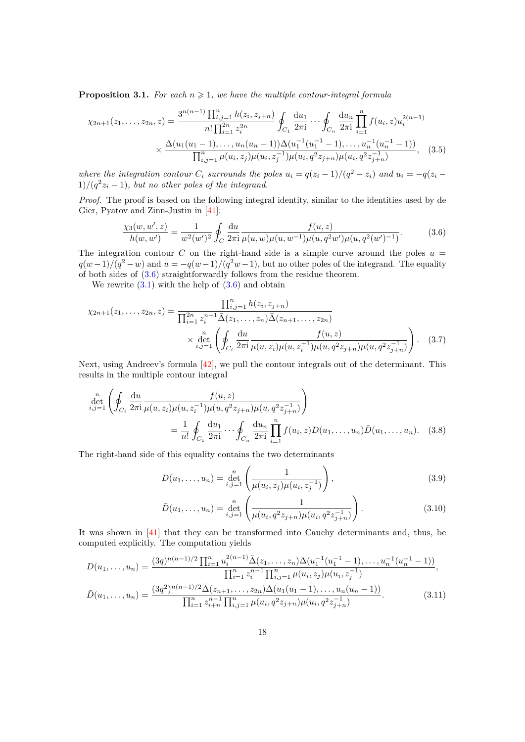**Proposition 3.1.** *For each $n \geqslant 1$, we have the multiple contour-integral formula*

$$
\chi_{2n+1}(z_1,\dots,z_{2n},z) = \frac{3^{n(n-1)}\prod_{i,j=1}^{n} h(z_i,z_{j+n})}{n!\prod_{i=1}^{2n} z_i^{2n}} \oint_{C_1}\frac{\mathrm{d}u_1}{2\pi\mathrm{i}}\cdots\oint_{C_n}\frac{\mathrm{d}u_n}{2\pi\mathrm{i}}\prod_{i=1}^{n} f(u_i,z)u_i^{2(n-1)}
$$
$$
\times \frac{\Delta(u_1(u_1-1),\dots,u_n(u_n-1))\Delta(u_1^{-1}(u_1^{-1}-1),\dots,u_n^{-1}(u_n^{-1}-1))}{\prod_{i,j=1}^{n}\mu(u_i,z_j)\mu(u_i,z_j^{-1})\mu(u_i,q^2z_{j+n})\mu(u_i,q^2z_{j+n}^{-1})}, \quad (3.5)
$$

*where the integration contour $C_i$ surrounds the poles $u_i = q(z_i-1)/(q^2-z_i)$ and $u_i = -q(z_i-1)/(q^2z_i-1)$, but no other poles of the integrand.*

*Proof.* The proof is based on the following integral identity, similar to the identities used by de Gier, Pyatov and Zinn-Justin in [41]:

$$
\frac{\chi_3(w,w',z)}{h(w,w')} = \frac{1}{w^2(w')^2}\oint_C \frac{\mathrm{d}u}{2\pi\mathrm{i}}\frac{f(u,z)}{\mu(u,w)\mu(u,w^{-1})\mu(u,q^2w')\mu(u,q^2(w')^{-1})}. \quad (3.6)
$$

The integration contour $C$ on the right-hand side is a simple curve around the poles $u = q(w-1)/(q^2-w)$ and $u = -q(w-1)/(q^2w-1)$, but no other poles of the integrand. The equality of both sides of (3.6) straightforwardly follows from the residue theorem.

We rewrite (3.1) with the help of (3.6) and obtain

$$
\chi_{2n+1}(z_1,\dots,z_{2n},z) = \frac{\prod_{i,j=1}^{n} h(z_i,z_{j+n})}{\prod_{i=1}^{2n} z_i^{n+1}\bar\Delta(z_1,\dots,z_n)\bar\Delta(z_{n+1},\dots,z_{2n})}
$$
$$
\times \det_{i,j=1}^{n}\left(\oint_{C_i}\frac{\mathrm{d}u}{2\pi\mathrm{i}}\frac{f(u,z)}{\mu(u,z_i)\mu(u,z_i^{-1})\mu(u,q^2z_{j+n})\mu(u,q^2z_{j+n}^{-1})}\right). \quad (3.7)
$$

Next, using Andreev's formula [42], we pull the contour integrals out of the determinant. This results in the multiple contour integral

$$
\det_{i,j=1}^{n}\left(\oint_{C_i}\frac{\mathrm{d}u}{2\pi\mathrm{i}}\frac{f(u,z)}{\mu(u,z_i)\mu(u,z_i^{-1})\mu(u,q^2z_{j+n})\mu(u,q^2z_{j+n}^{-1})}\right)
$$
$$
= \frac{1}{n!}\oint_{C_1}\frac{\mathrm{d}u_1}{2\pi\mathrm{i}}\cdots\oint_{C_n}\frac{\mathrm{d}u_n}{2\pi\mathrm{i}}\prod_{i=1}^{n} f(u_i,z)D(u_1,\dots,u_n)\bar D(u_1,\dots,u_n). \quad (3.8)
$$

The right-hand side of this equality contains the two determinants

$$
D(u_1,\dots,u_n) = \det_{i,j=1}^{n}\left(\frac{1}{\mu(u_i,z_j)\mu(u_i,z_j^{-1})}\right), \quad (3.9)
$$

$$
\bar D(u_1,\dots,u_n) = \det_{i,j=1}^{n}\left(\frac{1}{\mu(u_i,q^2z_{j+n})\mu(u_i,q^2z_{j+n}^{-1})}\right). \quad (3.10)
$$

It was shown in [41] that they can be transformed into Cauchy determinants and, thus, be computed explicitly. The computation yields

$$
D(u_1,\dots,u_n) = \frac{(3q)^{n(n-1)/2}\prod_{i=1}^{n}u_i^{2(n-1)}\bar\Delta(z_1,\dots,z_n)\Delta(u_1^{-1}(u_1^{-1}-1),\dots,u_n^{-1}(u_n^{-1}-1))}{\prod_{i=1}^{n}z_i^{n-1}\prod_{i,j=1}^{n}\mu(u_i,z_j)\mu(u_i,z_j^{-1})},
$$
$$
\bar D(u_1,\dots,u_n) = \frac{(3q^2)^{n(n-1)/2}\bar\Delta(z_{n+1},\dots,z_{2n})\Delta(u_1(u_1-1),\dots,u_n(u_n-1))}{\prod_{i=1}^{n}z_{i+n}^{n-1}\prod_{i,j=1}^{n}\mu(u_i,q^2z_{j+n})\mu(u_i,q^2z_{j+n}^{-1})}. \quad (3.11)
$$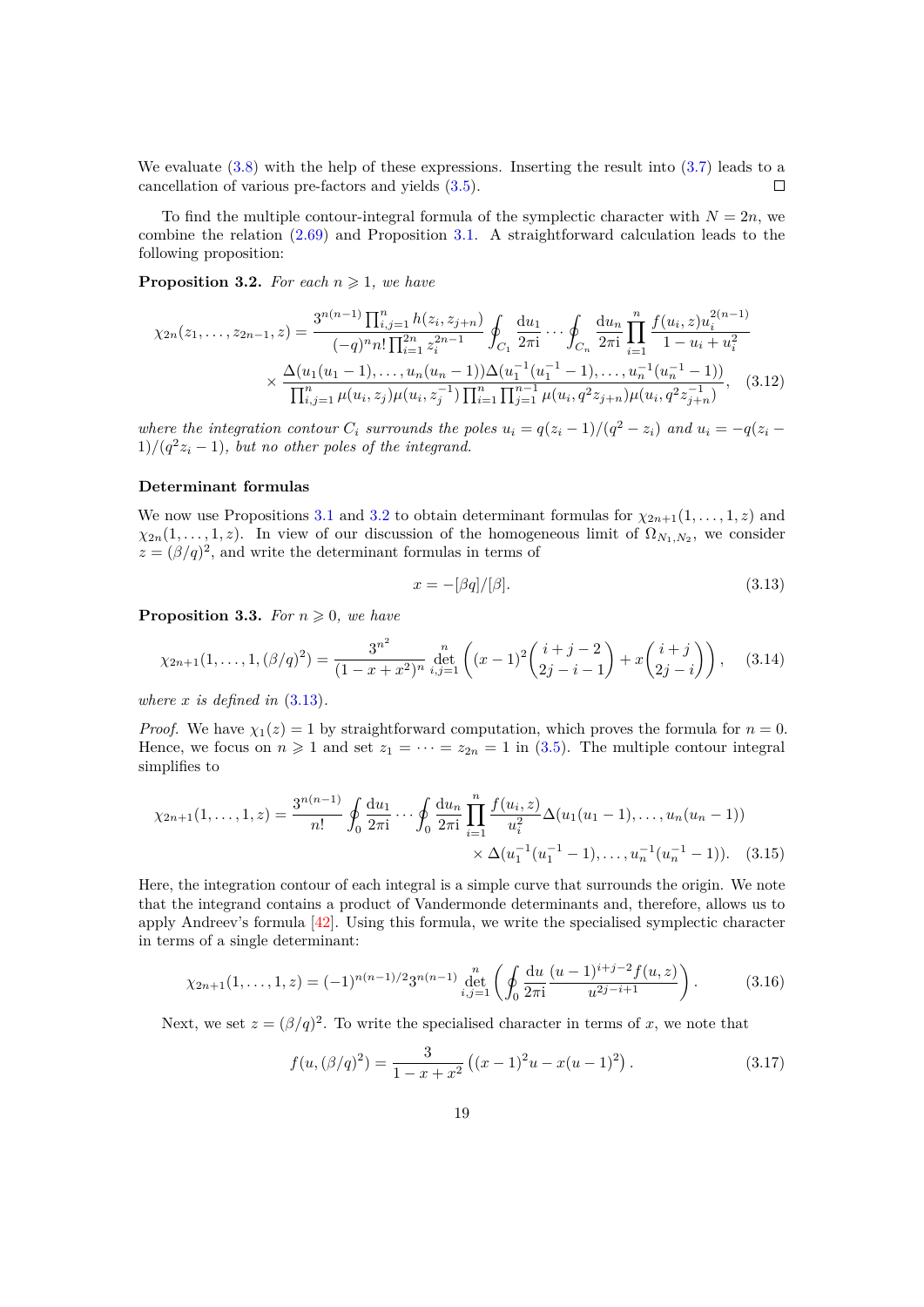We evaluate (3.8) with the help of these expressions. Inserting the result into (3.7) leads to a cancellation of various pre-factors and yields (3.5). □

To find the multiple contour-integral formula of the symplectic character with $N = 2n$, we combine the relation (2.69) and Proposition 3.1. A straightforward calculation leads to the following proposition:

**Proposition 3.2.** *For each $n \geqslant 1$, we have*

$$\chi_{2n}(z_1,\dots,z_{2n-1},z) = \frac{3^{n(n-1)}\prod_{i,j=1}^n h(z_i,z_{j+n})}{(-q)^n n!\prod_{i=1}^{2n} z_i^{2n-1}}\oint_{C_1}\frac{\mathrm{d}u_1}{2\pi\mathrm{i}}\cdots\oint_{C_n}\frac{\mathrm{d}u_n}{2\pi\mathrm{i}}\prod_{i=1}^n\frac{f(u_i,z)u_i^{2(n-1)}}{1-u_i+u_i^2}$$
$$\times\frac{\Delta(u_1(u_1-1),\dots,u_n(u_n-1))\Delta(u_1^{-1}(u_1^{-1}-1),\dots,u_n^{-1}(u_n^{-1}-1))}{\prod_{i,j=1}^n\mu(u_i,z_j)\mu(u_i,z_j^{-1})\prod_{i=1}^n\prod_{j=1}^{n-1}\mu(u_i,q^2z_{j+n})\mu(u_i,q^2z_{j+n}^{-1})},\quad(3.12)$$

*where the integration contour $C_i$ surrounds the poles $u_i = q(z_i-1)/(q^2-z_i)$ and $u_i = -q(z_i-1)/(q^2z_i-1)$, but no other poles of the integrand.*

### Determinant formulas

We now use Propositions 3.1 and 3.2 to obtain determinant formulas for $\chi_{2n+1}(1,\dots,1,z)$ and $\chi_{2n}(1,\dots,1,z)$. In view of our discussion of the homogeneous limit of $\Omega_{N_1,N_2}$, we consider $z = (\beta/q)^2$, and write the determinant formulas in terms of

$$x = -[\beta q]/[\beta].\quad(3.13)$$

**Proposition 3.3.** *For $n \geqslant 0$, we have*

$$\chi_{2n+1}(1,\dots,1,(\beta/q)^2) = \frac{3^{n^2}}{(1-x+x^2)^n}\det_{i,j=1}^n\left((x-1)^2\binom{i+j-2}{2j-i-1}+x\binom{i+j}{2j-i}\right),\quad(3.14)$$

*where $x$ is defined in (3.13).*

*Proof.* We have $\chi_1(z) = 1$ by straightforward computation, which proves the formula for $n = 0$. Hence, we focus on $n \geqslant 1$ and set $z_1 = \cdots = z_{2n} = 1$ in (3.5). The multiple contour integral simplifies to

$$\chi_{2n+1}(1,\dots,1,z) = \frac{3^{n(n-1)}}{n!}\oint_0\frac{\mathrm{d}u_1}{2\pi\mathrm{i}}\cdots\oint_0\frac{\mathrm{d}u_n}{2\pi\mathrm{i}}\prod_{i=1}^n\frac{f(u_i,z)}{u_i^2}\Delta(u_1(u_1-1),\dots,u_n(u_n-1))$$
$$\times\Delta(u_1^{-1}(u_1^{-1}-1),\dots,u_n^{-1}(u_n^{-1}-1)).\quad(3.15)$$

Here, the integration contour of each integral is a simple curve that surrounds the origin. We note that the integrand contains a product of Vandermonde determinants and, therefore, allows us to apply Andreev's formula [42]. Using this formula, we write the specialised symplectic character in terms of a single determinant:

$$\chi_{2n+1}(1,\dots,1,z) = (-1)^{n(n-1)/2}3^{n(n-1)}\det_{i,j=1}^n\left(\oint_0\frac{\mathrm{d}u}{2\pi\mathrm{i}}\frac{(u-1)^{i+j-2}f(u,z)}{u^{2j-i+1}}\right).\quad(3.16)$$

Next, we set $z = (\beta/q)^2$. To write the specialised character in terms of $x$, we note that

$$f(u,(\beta/q)^2) = \frac{3}{1-x+x^2}\left((x-1)^2u - x(u-1)^2\right).\quad(3.17)$$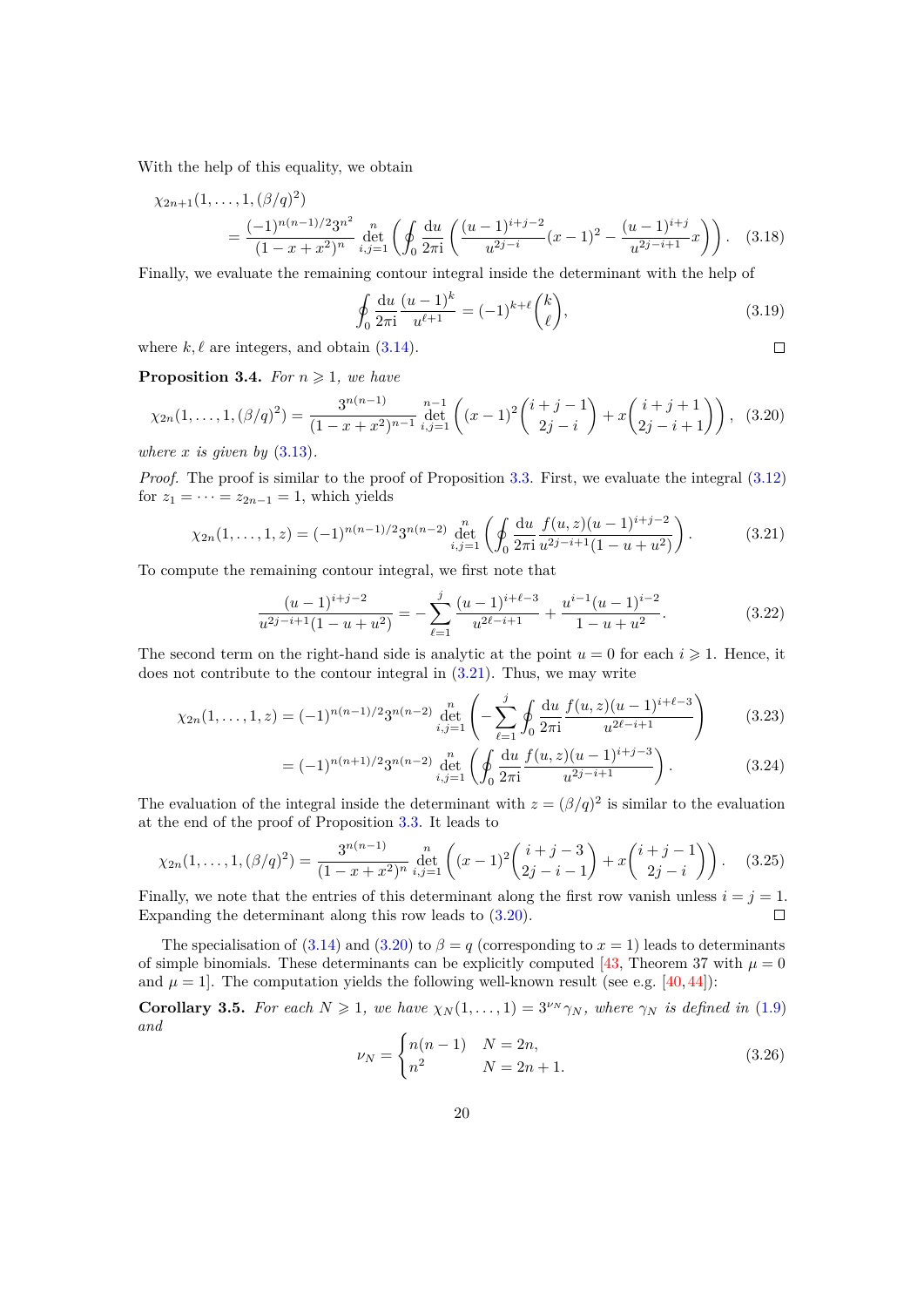With the help of this equality, we obtain

$$
\begin{aligned}
&\chi_{2n+1}(1,\dots,1,(\beta/q)^2)\\
&\quad= \frac{(-1)^{n(n-1)/2}3^{n^2}}{(1-x+x^2)^n}\det_{i,j=1}^{n}\left(\oint_0 \frac{\mathrm{d}u}{2\pi\mathrm{i}}\left(\frac{(u-1)^{i+j-2}}{u^{2j-i}}(x-1)^2-\frac{(u-1)^{i+j}}{u^{2j-i+1}}x\right)\right). \quad (3.18)
\end{aligned}
$$

Finally, we evaluate the remaining contour integral inside the determinant with the help of

$$
\oint_0 \frac{\mathrm{d}u}{2\pi\mathrm{i}}\frac{(u-1)^k}{u^{\ell+1}} = (-1)^{k+\ell}\binom{k}{\ell}, \quad (3.19)
$$

where $k,\ell$ are integers, and obtain (3.14). ◻

**Proposition 3.4.** *For $n\geqslant 1$, we have*

$$
\chi_{2n}(1,\dots,1,(\beta/q)^2) = \frac{3^{n(n-1)}}{(1-x+x^2)^{n-1}}\det_{i,j=1}^{n-1}\left((x-1)^2\binom{i+j-1}{2j-i}+x\binom{i+j+1}{2j-i+1}\right), \quad (3.20)
$$

*where $x$ is given by (3.13).*

*Proof.* The proof is similar to the proof of Proposition 3.3. First, we evaluate the integral (3.12) for $z_1=\dots=z_{2n-1}=1$, which yields

$$
\chi_{2n}(1,\dots,1,z) = (-1)^{n(n-1)/2}3^{n(n-2)}\det_{i,j=1}^{n}\left(\oint_0\frac{\mathrm{d}u}{2\pi\mathrm{i}}\frac{f(u,z)(u-1)^{i+j-2}}{u^{2j-i+1}(1-u+u^2)}\right). \quad (3.21)
$$

To compute the remaining contour integral, we first note that

$$
\frac{(u-1)^{i+j-2}}{u^{2j-i+1}(1-u+u^2)} = -\sum_{\ell=1}^{j}\frac{(u-1)^{i+\ell-3}}{u^{2\ell-i+1}}+\frac{u^{i-1}(u-1)^{i-2}}{1-u+u^2}. \quad (3.22)
$$

The second term on the right-hand side is analytic at the point $u=0$ for each $i\geqslant 1$. Hence, it does not contribute to the contour integral in (3.21). Thus, we may write

$$
\begin{aligned}
\chi_{2n}(1,\dots,1,z) &= (-1)^{n(n-1)/2}3^{n(n-2)}\det_{i,j=1}^{n}\left(-\sum_{\ell=1}^{j}\oint_0\frac{\mathrm{d}u}{2\pi\mathrm{i}}\frac{f(u,z)(u-1)^{i+\ell-3}}{u^{2\ell-i+1}}\right) && (3.23)\\
&= (-1)^{n(n+1)/2}3^{n(n-2)}\det_{i,j=1}^{n}\left(\oint_0\frac{\mathrm{d}u}{2\pi\mathrm{i}}\frac{f(u,z)(u-1)^{i+j-3}}{u^{2j-i+1}}\right). && (3.24)
\end{aligned}
$$

The evaluation of the integral inside the determinant with $z=(\beta/q)^2$ is similar to the evaluation at the end of the proof of Proposition 3.3. It leads to

$$
\chi_{2n}(1,\dots,1,(\beta/q)^2) = \frac{3^{n(n-1)}}{(1-x+x^2)^n}\det_{i,j=1}^{n}\left((x-1)^2\binom{i+j-3}{2j-i-1}+x\binom{i+j-1}{2j-i}\right). \quad (3.25)
$$

Finally, we note that the entries of this determinant along the first row vanish unless $i=j=1$. Expanding the determinant along this row leads to (3.20). ◻

The specialisation of (3.14) and (3.20) to $\beta=q$ (corresponding to $x=1$) leads to determinants of simple binomials. These determinants can be explicitly computed [43, Theorem 37 with $\mu=0$ and $\mu=1$]. The computation yields the following well-known result (see e.g. [40,44]):

**Corollary 3.5.** *For each $N\geqslant 1$, we have $\chi_N(1,\dots,1)=3^{\nu_N}\gamma_N$, where $\gamma_N$ is defined in (1.9) and*

$$
\nu_N = \begin{cases} n(n-1) & N=2n,\\ n^2 & N=2n+1.\end{cases} \quad (3.26)
$$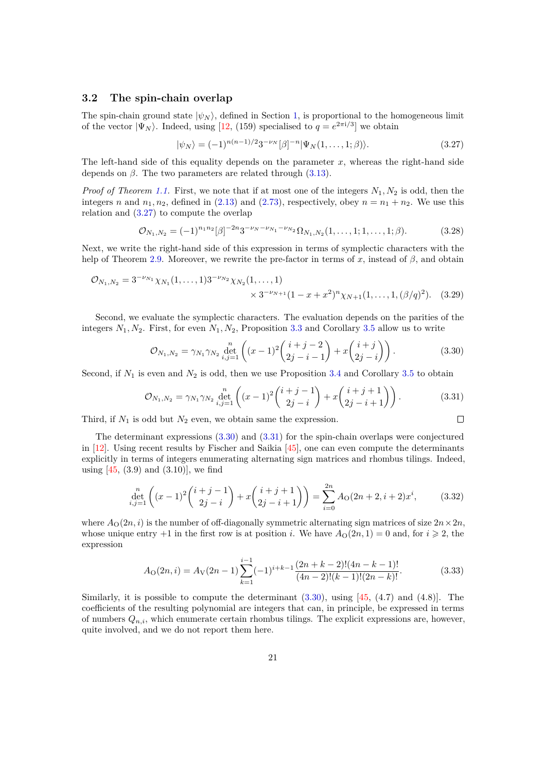### 3.2 The spin-chain overlap

The spin-chain ground state $|\psi_N\rangle$, defined in Section 1, is proportional to the homogeneous limit of the vector $|\Psi_N\rangle$. Indeed, using [12, (159) specialised to $q = e^{2\pi i/3}$] we obtain

$$|\psi_N\rangle = (-1)^{n(n-1)/2} 3^{-\nu_N} [\beta]^{-n} |\Psi_N(1, \dots, 1; \beta)\rangle. \tag{3.27}$$

The left-hand side of this equality depends on the parameter $x$, whereas the right-hand side depends on $\beta$. The two parameters are related through (3.13).

*Proof of Theorem 1.1.* First, we note that if at most one of the integers $N_1, N_2$ is odd, then the integers $n$ and $n_1, n_2$, defined in (2.13) and (2.73), respectively, obey $n = n_1 + n_2$. We use this relation and (3.27) to compute the overlap

$$\mathcal{O}_{N_1,N_2} = (-1)^{n_1 n_2} [\beta]^{-2n} 3^{-\nu_N - \nu_{N_1} - \nu_{N_2}} \Omega_{N_1,N_2}(1, \dots, 1; 1, \dots, 1; \beta). \tag{3.28}$$

Next, we write the right-hand side of this expression in terms of symplectic characters with the help of Theorem 2.9. Moreover, we rewrite the pre-factor in terms of $x$, instead of $\beta$, and obtain

$$\mathcal{O}_{N_1,N_2} = 3^{-\nu_{N_1}} \chi_{N_1}(1, \dots, 1) 3^{-\nu_{N_2}} \chi_{N_2}(1, \dots, 1) \\ \times 3^{-\nu_{N+1}} (1 - x + x^2)^n \chi_{N+1}(1, \dots, 1, (\beta/q)^2). \tag{3.29}$$

Second, we evaluate the symplectic characters. The evaluation depends on the parities of the integers $N_1, N_2$. First, for even $N_1, N_2$, Proposition 3.3 and Corollary 3.5 allow us to write

$$\mathcal{O}_{N_1,N_2} = \gamma_{N_1} \gamma_{N_2} \det_{i,j=1}^{n} \left( (x-1)^2 \binom{i+j-2}{2j-i-1} + x \binom{i+j}{2j-i} \right). \tag{3.30}$$

Second, if $N_1$ is even and $N_2$ is odd, then we use Proposition 3.4 and Corollary 3.5 to obtain

$$\mathcal{O}_{N_1,N_2} = \gamma_{N_1} \gamma_{N_2} \det_{i,j=1}^{n} \left( (x-1)^2 \binom{i+j-1}{2j-i} + x \binom{i+j+1}{2j-i+1} \right). \tag{3.31}$$

Third, if $N_1$ is odd but $N_2$ even, we obtain same the expression. □

The determinant expressions (3.30) and (3.31) for the spin-chain overlaps were conjectured in [12]. Using recent results by Fischer and Saikia [45], one can even compute the determinants explicitly in terms of integers enumerating alternating sign matrices and rhombus tilings. Indeed, using [45, (3.9) and (3.10)], we find

$$\det_{i,j=1}^{n} \left( (x-1)^2 \binom{i+j-1}{2j-i} + x \binom{i+j+1}{2j-i+1} \right) = \sum_{i=0}^{2n} A_{\text{O}}(2n+2, i+2) x^i, \tag{3.32}$$

where $A_{\text{O}}(2n, i)$ is the number of off-diagonally symmetric alternating sign matrices of size $2n \times 2n$, whose unique entry $+1$ in the first row is at position $i$. We have $A_{\text{O}}(2n, 1) = 0$ and, for $i \geqslant 2$, the expression

$$A_{\text{O}}(2n, i) = A_{\text{V}}(2n-1) \sum_{k=1}^{i-1} (-1)^{i+k-1} \frac{(2n+k-2)!(4n-k-1)!}{(4n-2)!(k-1)!(2n-k)!}. \tag{3.33}$$

Similarly, it is possible to compute the determinant (3.30), using [45, (4.7) and (4.8)]. The coefficients of the resulting polynomial are integers that can, in principle, be expressed in terms of numbers $Q_{n,i}$, which enumerate certain rhombus tilings. The explicit expressions are, however, quite involved, and we do not report them here.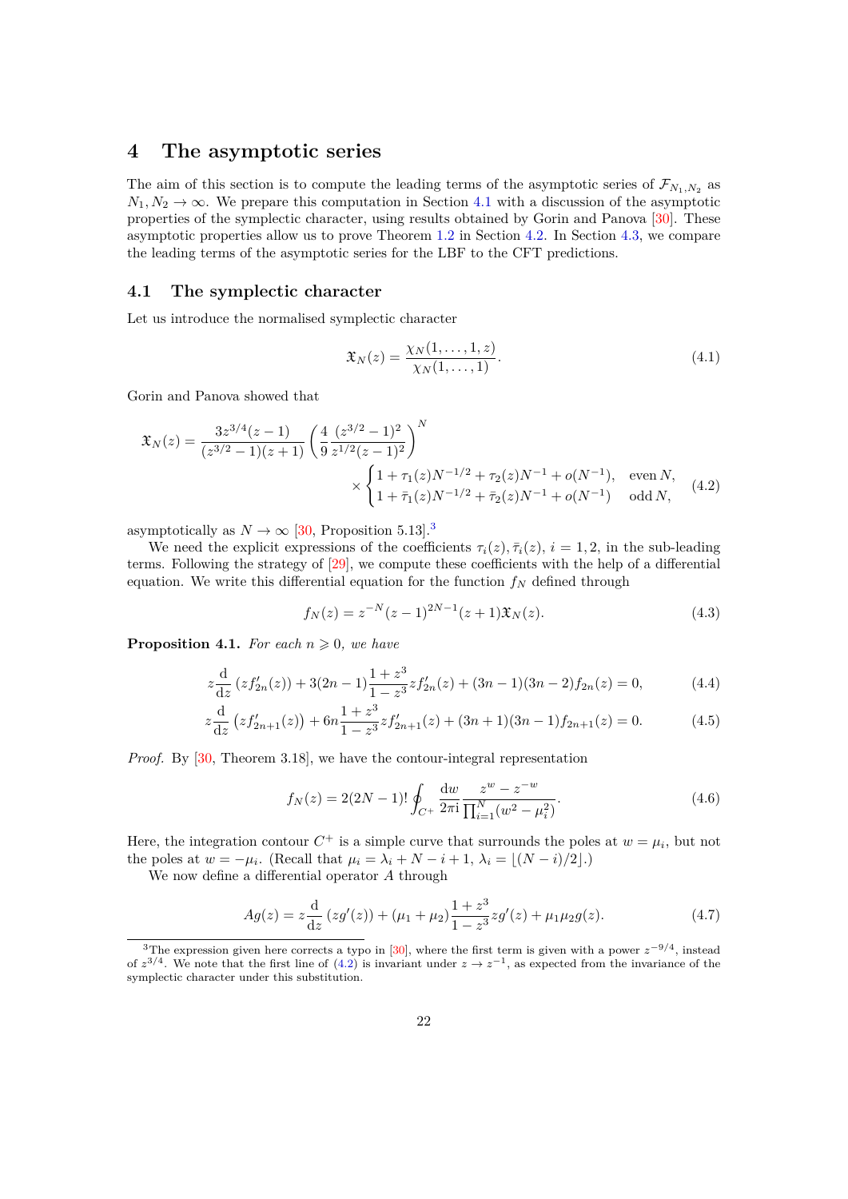# 4 The asymptotic series

The aim of this section is to compute the leading terms of the asymptotic series of $\mathcal{F}_{N_1,N_2}$ as $N_1, N_2 \to \infty$. We prepare this computation in Section 4.1 with a discussion of the asymptotic properties of the symplectic character, using results obtained by Gorin and Panova [30]. These asymptotic properties allow us to prove Theorem 1.2 in Section 4.2. In Section 4.3, we compare the leading terms of the asymptotic series for the LBF to the CFT predictions.

## 4.1 The symplectic character

Let us introduce the normalised symplectic character

$$\mathfrak{X}_N(z) = \frac{\chi_N(1,\dots,1,z)}{\chi_N(1,\dots,1)}. \tag{4.1}$$

Gorin and Panova showed that

$$\mathfrak{X}_N(z) = \frac{3z^{3/4}(z-1)}{(z^{3/2}-1)(z+1)}\left(\frac{4}{9}\frac{(z^{3/2}-1)^2}{z^{1/2}(z-1)^2}\right)^N \times \begin{cases} 1+\tau_1(z)N^{-1/2}+\tau_2(z)N^{-1}+o(N^{-1}), & \text{even } N, \\ 1+\bar{\tau}_1(z)N^{-1/2}+\bar{\tau}_2(z)N^{-1}+o(N^{-1}) & \text{odd } N, \end{cases} \tag{4.2}$$

asymptotically as $N \to \infty$ [30, Proposition 5.13].[3]

We need the explicit expressions of the coefficients $\tau_i(z), \bar{\tau}_i(z)$, $i = 1, 2$, in the sub-leading terms. Following the strategy of [29], we compute these coefficients with the help of a differential equation. We write this differential equation for the function $f_N$ defined through

$$f_N(z) = z^{-N}(z-1)^{2N-1}(z+1)\mathfrak{X}_N(z). \tag{4.3}$$

**Proposition 4.1.** *For each $n \geqslant 0$, we have*

$$z\frac{\mathrm{d}}{\mathrm{d}z}\left(zf_{2n}'(z)\right) + 3(2n-1)\frac{1+z^3}{1-z^3}zf_{2n}'(z) + (3n-1)(3n-2)f_{2n}(z) = 0, \tag{4.4}$$

$$z\frac{\mathrm{d}}{\mathrm{d}z}\left(zf_{2n+1}'(z)\right) + 6n\frac{1+z^3}{1-z^3}zf_{2n+1}'(z) + (3n+1)(3n-1)f_{2n+1}(z) = 0. \tag{4.5}$$

*Proof.* By [30, Theorem 3.18], we have the contour-integral representation

$$f_N(z) = 2(2N-1)!\oint_{C^+}\frac{\mathrm{d}w}{2\pi\mathrm{i}}\frac{z^w - z^{-w}}{\prod_{i=1}^N(w^2-\mu_i^2)}. \tag{4.6}$$

Here, the integration contour $C^+$ is a simple curve that surrounds the poles at $w = \mu_i$, but not the poles at $w = -\mu_i$. (Recall that $\mu_i = \lambda_i + N - i + 1$, $\lambda_i = \lfloor (N-i)/2 \rfloor$.)

We now define a differential operator $A$ through

$$Ag(z) = z\frac{\mathrm{d}}{\mathrm{d}z}\left(zg'(z)\right) + (\mu_1+\mu_2)\frac{1+z^3}{1-z^3}zg'(z) + \mu_1\mu_2 g(z). \tag{4.7}$$

[3] The expression given here corrects a typo in [30], where the first term is given with a power $z^{-9/4}$, instead of $z^{3/4}$. We note that the first line of (4.2) is invariant under $z \to z^{-1}$, as expected from the invariance of the symplectic character under this substitution.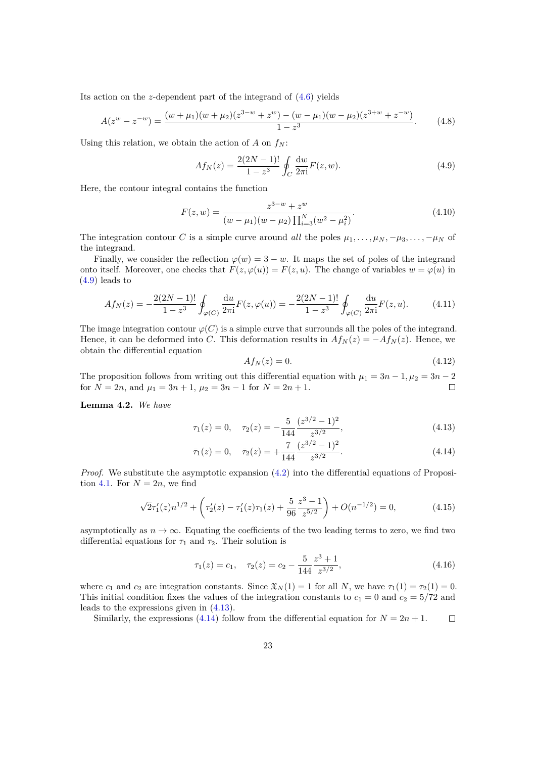Its action on the $z$-dependent part of the integrand of (4.6) yields

$$A(z^w - z^{-w}) = \frac{(w+\mu_1)(w+\mu_2)(z^{3-w}+z^w) - (w-\mu_1)(w-\mu_2)(z^{3+w}+z^{-w})}{1-z^3}. \tag{4.8}$$

Using this relation, we obtain the action of $A$ on $f_N$:

$$Af_N(z) = \frac{2(2N-1)!}{1-z^3}\oint_C \frac{\mathrm{d}w}{2\pi\mathrm{i}} F(z,w). \tag{4.9}$$

Here, the contour integral contains the function

$$F(z,w) = \frac{z^{3-w}+z^w}{(w-\mu_1)(w-\mu_2)\prod_{i=3}^N (w^2-\mu_i^2)}. \tag{4.10}$$

The integration contour $C$ is a simple curve around *all* the poles $\mu_1,\dots,\mu_N,-\mu_3,\dots,-\mu_N$ of the integrand.

Finally, we consider the reflection $\varphi(w) = 3-w$. It maps the set of poles of the integrand onto itself. Moreover, one checks that $F(z,\varphi(u)) = F(z,u)$. The change of variables $w=\varphi(u)$ in (4.9) leads to

$$Af_N(z) = -\frac{2(2N-1)!}{1-z^3}\oint_{\varphi(C)} \frac{\mathrm{d}u}{2\pi\mathrm{i}} F(z,\varphi(u)) = -\frac{2(2N-1)!}{1-z^3}\oint_{\varphi(C)} \frac{\mathrm{d}u}{2\pi\mathrm{i}} F(z,u). \tag{4.11}$$

The image integration contour $\varphi(C)$ is a simple curve that surrounds all the poles of the integrand. Hence, it can be deformed into $C$. This deformation results in $Af_N(z) = -Af_N(z)$. Hence, we obtain the differential equation

$$Af_N(z) = 0. \tag{4.12}$$

The proposition follows from writing out this differential equation with $\mu_1 = 3n-1, \mu_2 = 3n-2$ for $N=2n$, and $\mu_1 = 3n+1$, $\mu_2 = 3n-1$ for $N = 2n+1$. $\square$

**Lemma 4.2.** *We have*

$$\tau_1(z) = 0, \quad \tau_2(z) = -\frac{5}{144}\frac{(z^{3/2}-1)^2}{z^{3/2}}, \tag{4.13}$$

$$\bar\tau_1(z) = 0, \quad \bar\tau_2(z) = +\frac{7}{144}\frac{(z^{3/2}-1)^2}{z^{3/2}}. \tag{4.14}$$

*Proof.* We substitute the asymptotic expansion (4.2) into the differential equations of Proposition 4.1. For $N=2n$, we find

$$\sqrt{2}\tau_1'(z)n^{1/2} + \left(\tau_2'(z) - \tau_1'(z)\tau_1(z) + \frac{5}{96}\frac{z^3-1}{z^{5/2}}\right) + O(n^{-1/2}) = 0, \tag{4.15}$$

asymptotically as $n\to\infty$. Equating the coefficients of the two leading terms to zero, we find two differential equations for $\tau_1$ and $\tau_2$. Their solution is

$$\tau_1(z) = c_1, \quad \tau_2(z) = c_2 - \frac{5}{144}\frac{z^3+1}{z^{3/2}}, \tag{4.16}$$

where $c_1$ and $c_2$ are integration constants. Since $\mathfrak{X}_N(1) = 1$ for all $N$, we have $\tau_1(1) = \tau_2(1) = 0$. This initial condition fixes the values of the integration constants to $c_1 = 0$ and $c_2 = 5/72$ and leads to the expressions given in (4.13).

Similarly, the expressions (4.14) follow from the differential equation for $N = 2n+1$. $\square$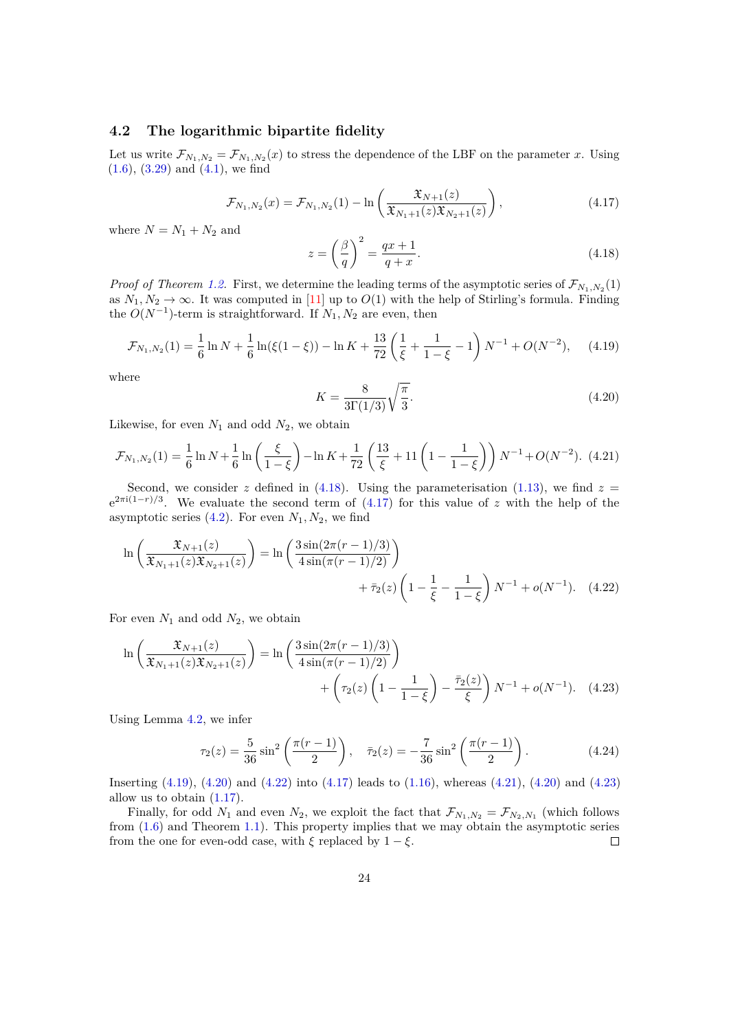### 4.2 The logarithmic bipartite fidelity

Let us write $\mathcal{F}_{N_1,N_2} = \mathcal{F}_{N_1,N_2}(x)$ to stress the dependence of the LBF on the parameter $x$. Using (1.6), (3.29) and (4.1), we find

$$\mathcal{F}_{N_1,N_2}(x) = \mathcal{F}_{N_1,N_2}(1) - \ln\left(\frac{\mathfrak{X}_{N+1}(z)}{\mathfrak{X}_{N_1+1}(z)\mathfrak{X}_{N_2+1}(z)}\right), \tag{4.17}$$

where $N = N_1 + N_2$ and

$$z = \left(\frac{\beta}{q}\right)^2 = \frac{qx+1}{q+x}. \tag{4.18}$$

*Proof of Theorem 1.2.* First, we determine the leading terms of the asymptotic series of $\mathcal{F}_{N_1,N_2}(1)$ as $N_1, N_2 \to \infty$. It was computed in [11] up to $O(1)$ with the help of Stirling's formula. Finding the $O(N^{-1})$-term is straightforward. If $N_1, N_2$ are even, then

$$\mathcal{F}_{N_1,N_2}(1) = \frac{1}{6}\ln N + \frac{1}{6}\ln(\xi(1-\xi)) - \ln K + \frac{13}{72}\left(\frac{1}{\xi} + \frac{1}{1-\xi} - 1\right)N^{-1} + O(N^{-2}), \tag{4.19}$$

where

$$K = \frac{8}{3\Gamma(1/3)}\sqrt{\frac{\pi}{3}}. \tag{4.20}$$

Likewise, for even $N_1$ and odd $N_2$, we obtain

$$\mathcal{F}_{N_1,N_2}(1) = \frac{1}{6}\ln N + \frac{1}{6}\ln\left(\frac{\xi}{1-\xi}\right) - \ln K + \frac{1}{72}\left(\frac{13}{\xi} + 11\left(1 - \frac{1}{1-\xi}\right)\right)N^{-1} + O(N^{-2}). \tag{4.21}$$

Second, we consider $z$ defined in (4.18). Using the parameterisation (1.13), we find $z = \mathrm{e}^{2\pi\mathrm{i}(1-r)/3}$. We evaluate the second term of (4.17) for this value of $z$ with the help of the asymptotic series (4.2). For even $N_1, N_2$, we find

$$\ln\left(\frac{\mathfrak{X}_{N+1}(z)}{\mathfrak{X}_{N_1+1}(z)\mathfrak{X}_{N_2+1}(z)}\right) = \ln\left(\frac{3\sin(2\pi(r-1)/3)}{4\sin(\pi(r-1)/2)}\right) + \bar{\tau}_2(z)\left(1 - \frac{1}{\xi} - \frac{1}{1-\xi}\right)N^{-1} + o(N^{-1}). \tag{4.22}$$

For even $N_1$ and odd $N_2$, we obtain

$$\ln\left(\frac{\mathfrak{X}_{N+1}(z)}{\mathfrak{X}_{N_1+1}(z)\mathfrak{X}_{N_2+1}(z)}\right) = \ln\left(\frac{3\sin(2\pi(r-1)/3)}{4\sin(\pi(r-1)/2)}\right) + \left(\tau_2(z)\left(1 - \frac{1}{1-\xi}\right) - \frac{\bar{\tau}_2(z)}{\xi}\right)N^{-1} + o(N^{-1}). \tag{4.23}$$

Using Lemma 4.2, we infer

$$\tau_2(z) = \frac{5}{36}\sin^2\left(\frac{\pi(r-1)}{2}\right), \quad \bar{\tau}_2(z) = -\frac{7}{36}\sin^2\left(\frac{\pi(r-1)}{2}\right). \tag{4.24}$$

Inserting (4.19), (4.20) and (4.22) into (4.17) leads to (1.16), whereas (4.21), (4.20) and (4.23) allow us to obtain (1.17).

Finally, for odd $N_1$ and even $N_2$, we exploit the fact that $\mathcal{F}_{N_1,N_2} = \mathcal{F}_{N_2,N_1}$ (which follows from (1.6) and Theorem 1.1). This property implies that we may obtain the asymptotic series from the one for even-odd case, with $\xi$ replaced by $1 - \xi$. $\square$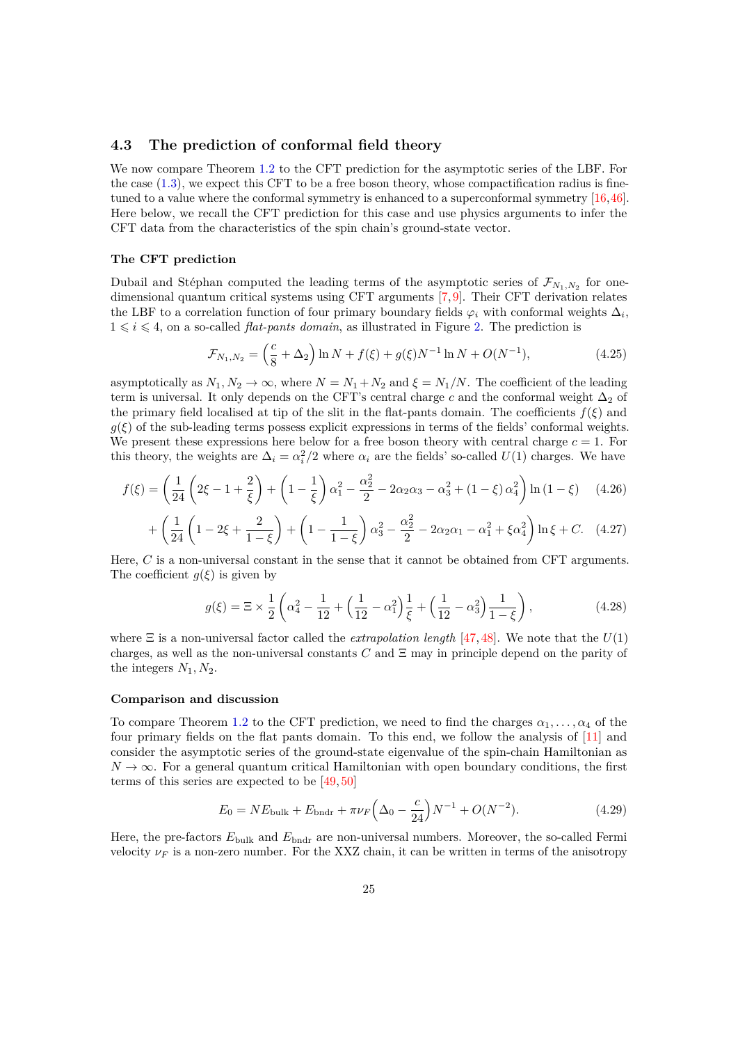### 4.3 The prediction of conformal field theory

We now compare Theorem 1.2 to the CFT prediction for the asymptotic series of the LBF. For the case (1.3), we expect this CFT to be a free boson theory, whose compactification radius is fine-tuned to a value where the conformal symmetry is enhanced to a superconformal symmetry [16,46]. Here below, we recall the CFT prediction for this case and use physics arguments to infer the CFT data from the characteristics of the spin chain's ground-state vector.

#### The CFT prediction

Dubail and Stéphan computed the leading terms of the asymptotic series of $\mathcal{F}_{N_1,N_2}$ for one-dimensional quantum critical systems using CFT arguments [7,9]. Their CFT derivation relates the LBF to a correlation function of four primary boundary fields $\varphi_i$ with conformal weights $\Delta_i$, $1 \leqslant i \leqslant 4$, on a so-called *flat-pants domain*, as illustrated in Figure 2. The prediction is

$$\mathcal{F}_{N_1,N_2} = \Big(\frac{c}{8} + \Delta_2\Big) \ln N + f(\xi) + g(\xi) N^{-1} \ln N + O(N^{-1}), \tag{4.25}$$

asymptotically as $N_1, N_2 \to \infty$, where $N = N_1 + N_2$ and $\xi = N_1/N$. The coefficient of the leading term is universal. It only depends on the CFT's central charge $c$ and the conformal weight $\Delta_2$ of the primary field localised at tip of the slit in the flat-pants domain. The coefficients $f(\xi)$ and $g(\xi)$ of the sub-leading terms possess explicit expressions in terms of the fields' conformal weights. We present these expressions here below for a free boson theory with central charge $c = 1$. For this theory, the weights are $\Delta_i = \alpha_i^2/2$ where $\alpha_i$ are the fields' so-called $U(1)$ charges. We have

$$f(\xi) = \left(\frac{1}{24}\left(2\xi - 1 + \frac{2}{\xi}\right) + \left(1 - \frac{1}{\xi}\right)\alpha_1^2 - \frac{\alpha_2^2}{2} - 2\alpha_2\alpha_3 - \alpha_3^2 + (1-\xi)\,\alpha_4^2\right) \ln(1-\xi) \tag{4.26}$$

$$+ \left(\frac{1}{24}\left(1 - 2\xi + \frac{2}{1-\xi}\right) + \left(1 - \frac{1}{1-\xi}\right)\alpha_3^2 - \frac{\alpha_2^2}{2} - 2\alpha_2\alpha_1 - \alpha_1^2 + \xi\alpha_4^2\right) \ln \xi + C. \tag{4.27}$$

Here, $C$ is a non-universal constant in the sense that it cannot be obtained from CFT arguments. The coefficient $g(\xi)$ is given by

$$g(\xi) = \Xi \times \frac{1}{2}\left(\alpha_4^2 - \frac{1}{12} + \Big(\frac{1}{12} - \alpha_1^2\Big)\frac{1}{\xi} + \Big(\frac{1}{12} - \alpha_3^2\Big)\frac{1}{1-\xi}\right), \tag{4.28}$$

where $\Xi$ is a non-universal factor called the *extrapolation length* [47,48]. We note that the $U(1)$ charges, as well as the non-universal constants $C$ and $\Xi$ may in principle depend on the parity of the integers $N_1, N_2$.

#### Comparison and discussion

To compare Theorem 1.2 to the CFT prediction, we need to find the charges $\alpha_1, \dots, \alpha_4$ of the four primary fields on the flat pants domain. To this end, we follow the analysis of [11] and consider the asymptotic series of the ground-state eigenvalue of the spin-chain Hamiltonian as $N \to \infty$. For a general quantum critical Hamiltonian with open boundary conditions, the first terms of this series are expected to be [49,50]

$$E_0 = N E_{\text{bulk}} + E_{\text{bndr}} + \pi \nu_F \Big(\Delta_0 - \frac{c}{24}\Big) N^{-1} + O(N^{-2}). \tag{4.29}$$

Here, the pre-factors $E_{\text{bulk}}$ and $E_{\text{bndr}}$ are non-universal numbers. Moreover, the so-called Fermi velocity $\nu_F$ is a non-zero number. For the XXZ chain, it can be written in terms of the anisotropy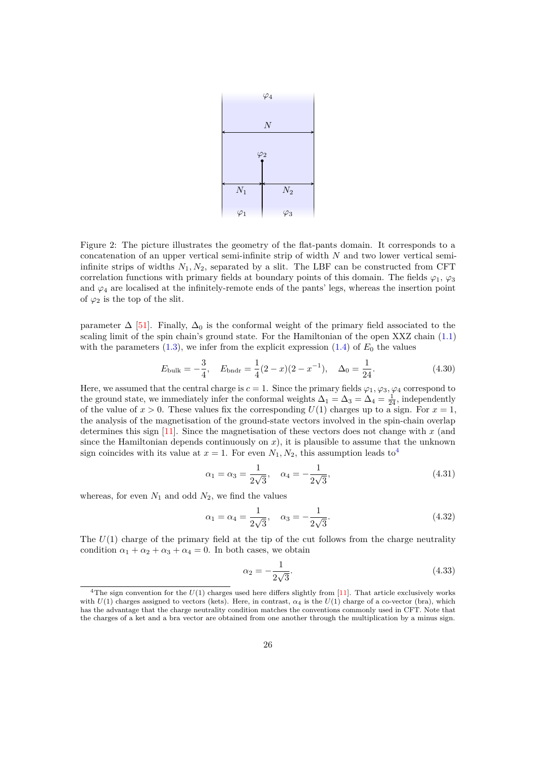Figure 2: The picture illustrates the geometry of the flat-pants domain. It corresponds to a concatenation of an upper vertical semi-infinite strip of width $N$ and two lower vertical semi-infinite strips of widths $N_1, N_2$, separated by a slit. The LBF can be constructed from CFT correlation functions with primary fields at boundary points of this domain. The fields $\varphi_1$, $\varphi_3$ and $\varphi_4$ are localised at the infinitely-remote ends of the pants' legs, whereas the insertion point of $\varphi_2$ is the top of the slit.

parameter $\Delta$ [51]. Finally, $\Delta_0$ is the conformal weight of the primary field associated to the scaling limit of the spin chain's ground state. For the Hamiltonian of the open XXZ chain (1.1) with the parameters (1.3), we infer from the explicit expression (1.4) of $E_0$ the values

$$E_{\text{bulk}} = -\frac{3}{4}, \quad E_{\text{bndr}} = \frac{1}{4}(2-x)(2-x^{-1}), \quad \Delta_0 = \frac{1}{24}. \tag{4.30}$$

Here, we assumed that the central charge is $c = 1$. Since the primary fields $\varphi_1, \varphi_3, \varphi_4$ correspond to the ground state, we immediately infer the conformal weights $\Delta_1 = \Delta_3 = \Delta_4 = \frac{1}{24}$, independently of the value of $x > 0$. These values fix the corresponding $U(1)$ charges up to a sign. For $x = 1$, the analysis of the magnetisation of the ground-state vectors involved in the spin-chain overlap determines this sign [11]. Since the magnetisation of these vectors does not change with $x$ (and since the Hamiltonian depends continuously on $x$), it is plausible to assume that the unknown sign coincides with its value at $x = 1$. For even $N_1, N_2$, this assumption leads to[4]

$$\alpha_1 = \alpha_3 = \frac{1}{2\sqrt{3}}, \quad \alpha_4 = -\frac{1}{2\sqrt{3}}, \tag{4.31}$$

whereas, for even $N_1$ and odd $N_2$, we find the values

$$\alpha_1 = \alpha_4 = \frac{1}{2\sqrt{3}}, \quad \alpha_3 = -\frac{1}{2\sqrt{3}}. \tag{4.32}$$

The $U(1)$ charge of the primary field at the tip of the cut follows from the charge neutrality condition $\alpha_1 + \alpha_2 + \alpha_3 + \alpha_4 = 0$. In both cases, we obtain

$$\alpha_2 = -\frac{1}{2\sqrt{3}}. \tag{4.33}$$

[4]The sign convention for the $U(1)$ charges used here differs slightly from [11]. That article exclusively works with $U(1)$ charges assigned to vectors (kets). Here, in contrast, $\alpha_4$ is the $U(1)$ charge of a co-vector (bra), which has the advantage that the charge neutrality condition matches the conventions commonly used in CFT. Note that the charges of a ket and a bra vector are obtained from one another through the multiplication by a minus sign.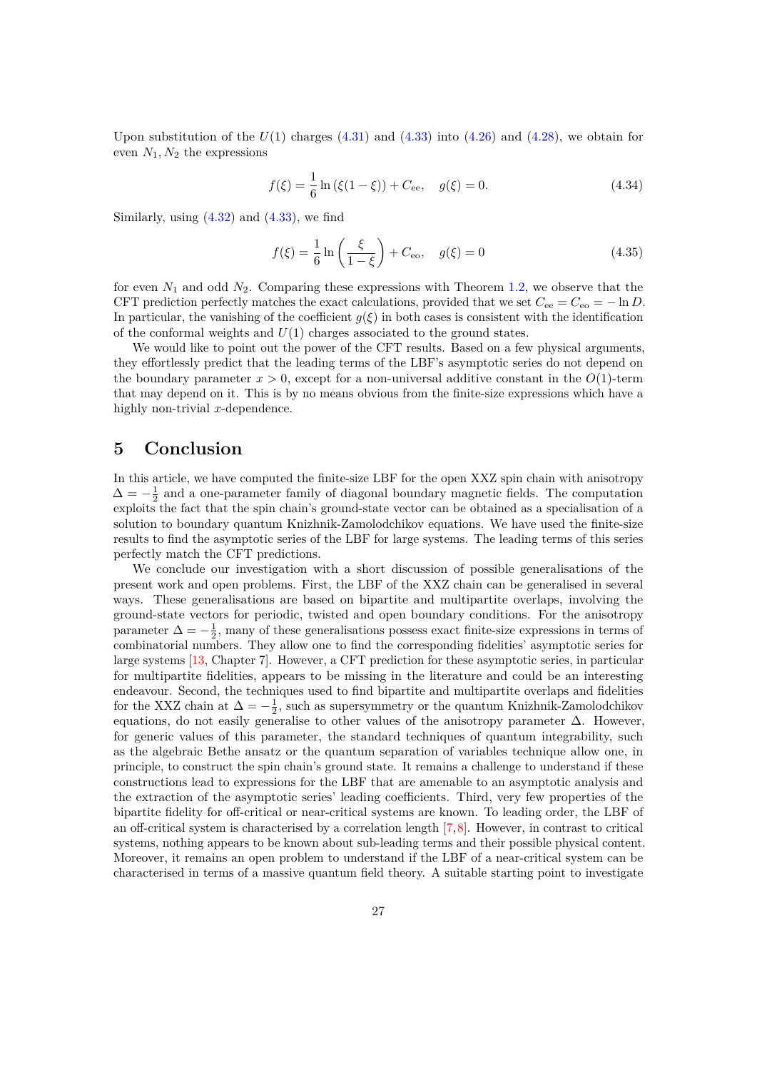Upon substitution of the $U(1)$ charges (4.31) and (4.33) into (4.26) and (4.28), we obtain for even $N_1, N_2$ the expressions

$$f(\xi) = \frac{1}{6}\ln\left(\xi(1-\xi)\right) + C_{\text{ee}}, \quad g(\xi) = 0. \tag{4.34}$$

Similarly, using (4.32) and (4.33), we find

$$f(\xi) = \frac{1}{6}\ln\left(\frac{\xi}{1-\xi}\right) + C_{\text{eo}}, \quad g(\xi) = 0 \tag{4.35}$$

for even $N_1$ and odd $N_2$. Comparing these expressions with Theorem 1.2, we observe that the CFT prediction perfectly matches the exact calculations, provided that we set $C_{\text{ee}} = C_{\text{eo}} = -\ln D$. In particular, the vanishing of the coefficient $g(\xi)$ in both cases is consistent with the identification of the conformal weights and $U(1)$ charges associated to the ground states.

We would like to point out the power of the CFT results. Based on a few physical arguments, they effortlessly predict that the leading terms of the LBF's asymptotic series do not depend on the boundary parameter $x > 0$, except for a non-universal additive constant in the $O(1)$-term that may depend on it. This is by no means obvious from the finite-size expressions which have a highly non-trivial $x$-dependence.

# 5 Conclusion

In this article, we have computed the finite-size LBF for the open XXZ spin chain with anisotropy $\Delta = -\frac{1}{2}$ and a one-parameter family of diagonal boundary magnetic fields. The computation exploits the fact that the spin chain's ground-state vector can be obtained as a specialisation of a solution to boundary quantum Knizhnik-Zamolodchikov equations. We have used the finite-size results to find the asymptotic series of the LBF for large systems. The leading terms of this series perfectly match the CFT predictions.

We conclude our investigation with a short discussion of possible generalisations of the present work and open problems. First, the LBF of the XXZ chain can be generalised in several ways. These generalisations are based on bipartite and multipartite overlaps, involving the ground-state vectors for periodic, twisted and open boundary conditions. For the anisotropy parameter $\Delta = -\frac{1}{2}$, many of these generalisations possess exact finite-size expressions in terms of combinatorial numbers. They allow one to find the corresponding fidelities' asymptotic series for large systems [13, Chapter 7]. However, a CFT prediction for these asymptotic series, in particular for multipartite fidelities, appears to be missing in the literature and could be an interesting endeavour. Second, the techniques used to find bipartite and multipartite overlaps and fidelities for the XXZ chain at $\Delta = -\frac{1}{2}$, such as supersymmetry or the quantum Knizhnik-Zamolodchikov equations, do not easily generalise to other values of the anisotropy parameter $\Delta$. However, for generic values of this parameter, the standard techniques of quantum integrability, such as the algebraic Bethe ansatz or the quantum separation of variables technique allow one, in principle, to construct the spin chain's ground state. It remains a challenge to understand if these constructions lead to expressions for the LBF that are amenable to an asymptotic analysis and the extraction of the asymptotic series' leading coefficients. Third, very few properties of the bipartite fidelity for off-critical or near-critical systems are known. To leading order, the LBF of an off-critical system is characterised by a correlation length [7,8]. However, in contrast to critical systems, nothing appears to be known about sub-leading terms and their possible physical content. Moreover, it remains an open problem to understand if the LBF of a near-critical system can be characterised in terms of a massive quantum field theory. A suitable starting point to investigate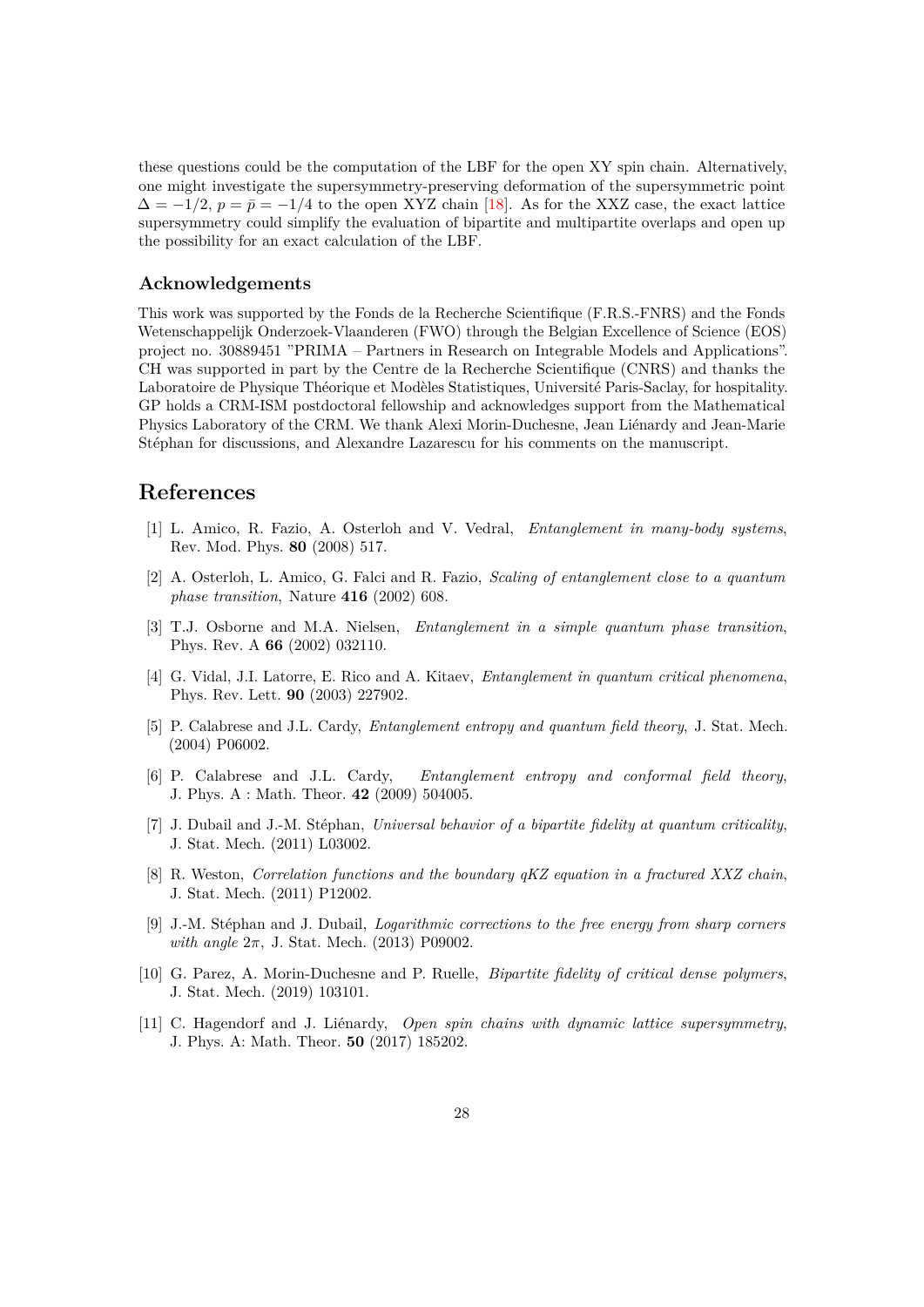these questions could be the computation of the LBF for the open XY spin chain. Alternatively, one might investigate the supersymmetry-preserving deformation of the supersymmetric point $\Delta = -1/2$, $p = \bar{p} = -1/4$ to the open XYZ chain [18]. As for the XXZ case, the exact lattice supersymmetry could simplify the evaluation of bipartite and multipartite overlaps and open up the possibility for an exact calculation of the LBF.

### Acknowledgements

This work was supported by the Fonds de la Recherche Scientifique (F.R.S.-FNRS) and the Fonds Wetenschappelijk Onderzoek-Vlaanderen (FWO) through the Belgian Excellence of Science (EOS) project no. 30889451 "PRIMA – Partners in Research on Integrable Models and Applications". CH was supported in part by the Centre de la Recherche Scientifique (CNRS) and thanks the Laboratoire de Physique Théorique et Modèles Statistiques, Université Paris-Saclay, for hospitality. GP holds a CRM-ISM postdoctoral fellowship and acknowledges support from the Mathematical Physics Laboratory of the CRM. We thank Alexi Morin-Duchesne, Jean Liénardy and Jean-Marie Stéphan for discussions, and Alexandre Lazarescu for his comments on the manuscript.

## References

[1] L. Amico, R. Fazio, A. Osterloh and V. Vedral, *Entanglement in many-body systems*, Rev. Mod. Phys. **80** (2008) 517.

[2] A. Osterloh, L. Amico, G. Falci and R. Fazio, *Scaling of entanglement close to a quantum phase transition*, Nature **416** (2002) 608.

[3] T.J. Osborne and M.A. Nielsen, *Entanglement in a simple quantum phase transition*, Phys. Rev. A **66** (2002) 032110.

[4] G. Vidal, J.I. Latorre, E. Rico and A. Kitaev, *Entanglement in quantum critical phenomena*, Phys. Rev. Lett. **90** (2003) 227902.

[5] P. Calabrese and J.L. Cardy, *Entanglement entropy and quantum field theory*, J. Stat. Mech. (2004) P06002.

[6] P. Calabrese and J.L. Cardy, *Entanglement entropy and conformal field theory*, J. Phys. A : Math. Theor. **42** (2009) 504005.

[7] J. Dubail and J.-M. Stéphan, *Universal behavior of a bipartite fidelity at quantum criticality*, J. Stat. Mech. (2011) L03002.

[8] R. Weston, *Correlation functions and the boundary qKZ equation in a fractured XXZ chain*, J. Stat. Mech. (2011) P12002.

[9] J.-M. Stéphan and J. Dubail, *Logarithmic corrections to the free energy from sharp corners with angle* $2\pi$, J. Stat. Mech. (2013) P09002.

[10] G. Parez, A. Morin-Duchesne and P. Ruelle, *Bipartite fidelity of critical dense polymers*, J. Stat. Mech. (2019) 103101.

[11] C. Hagendorf and J. Liénardy, *Open spin chains with dynamic lattice supersymmetry*, J. Phys. A: Math. Theor. **50** (2017) 185202.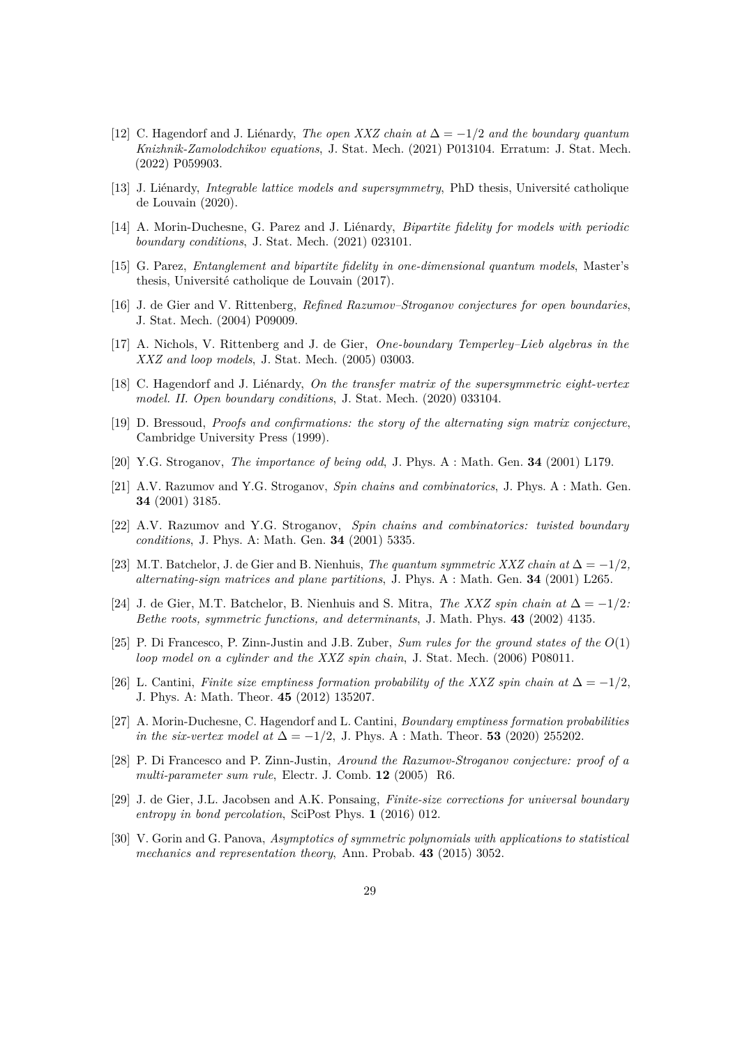[12] C. Hagendorf and J. Liénardy, *The open XXZ chain at $\Delta = -1/2$ and the boundary quantum Knizhnik-Zamolodchikov equations*, J. Stat. Mech. (2021) P013104. Erratum: J. Stat. Mech. (2022) P059903.

[13] J. Liénardy, *Integrable lattice models and supersymmetry*, PhD thesis, Université catholique de Louvain (2020).

[14] A. Morin-Duchesne, G. Parez and J. Liénardy, *Bipartite fidelity for models with periodic boundary conditions*, J. Stat. Mech. (2021) 023101.

[15] G. Parez, *Entanglement and bipartite fidelity in one-dimensional quantum models*, Master's thesis, Université catholique de Louvain (2017).

[16] J. de Gier and V. Rittenberg, *Refined Razumov–Stroganov conjectures for open boundaries*, J. Stat. Mech. (2004) P09009.

[17] A. Nichols, V. Rittenberg and J. de Gier, *One-boundary Temperley–Lieb algebras in the XXZ and loop models*, J. Stat. Mech. (2005) 03003.

[18] C. Hagendorf and J. Liénardy, *On the transfer matrix of the supersymmetric eight-vertex model. II. Open boundary conditions*, J. Stat. Mech. (2020) 033104.

[19] D. Bressoud, *Proofs and confirmations: the story of the alternating sign matrix conjecture*, Cambridge University Press (1999).

[20] Y.G. Stroganov, *The importance of being odd*, J. Phys. A : Math. Gen. **34** (2001) L179.

[21] A.V. Razumov and Y.G. Stroganov, *Spin chains and combinatorics*, J. Phys. A : Math. Gen. **34** (2001) 3185.

[22] A.V. Razumov and Y.G. Stroganov, *Spin chains and combinatorics: twisted boundary conditions*, J. Phys. A: Math. Gen. **34** (2001) 5335.

[23] M.T. Batchelor, J. de Gier and B. Nienhuis, *The quantum symmetric XXZ chain at $\Delta = -1/2$, alternating-sign matrices and plane partitions*, J. Phys. A : Math. Gen. **34** (2001) L265.

[24] J. de Gier, M.T. Batchelor, B. Nienhuis and S. Mitra, *The XXZ spin chain at $\Delta = -1/2$: Bethe roots, symmetric functions, and determinants*, J. Math. Phys. **43** (2002) 4135.

[25] P. Di Francesco, P. Zinn-Justin and J.B. Zuber, *Sum rules for the ground states of the $O(1)$ loop model on a cylinder and the XXZ spin chain*, J. Stat. Mech. (2006) P08011.

[26] L. Cantini, *Finite size emptiness formation probability of the XXZ spin chain at $\Delta = -1/2$*, J. Phys. A: Math. Theor. **45** (2012) 135207.

[27] A. Morin-Duchesne, C. Hagendorf and L. Cantini, *Boundary emptiness formation probabilities in the six-vertex model at $\Delta = -1/2$*, J. Phys. A : Math. Theor. **53** (2020) 255202.

[28] P. Di Francesco and P. Zinn-Justin, *Around the Razumov-Stroganov conjecture: proof of a multi-parameter sum rule*, Electr. J. Comb. **12** (2005) R6.

[29] J. de Gier, J.L. Jacobsen and A.K. Ponsaing, *Finite-size corrections for universal boundary entropy in bond percolation*, SciPost Phys. **1** (2016) 012.

[30] V. Gorin and G. Panova, *Asymptotics of symmetric polynomials with applications to statistical mechanics and representation theory*, Ann. Probab. **43** (2015) 3052.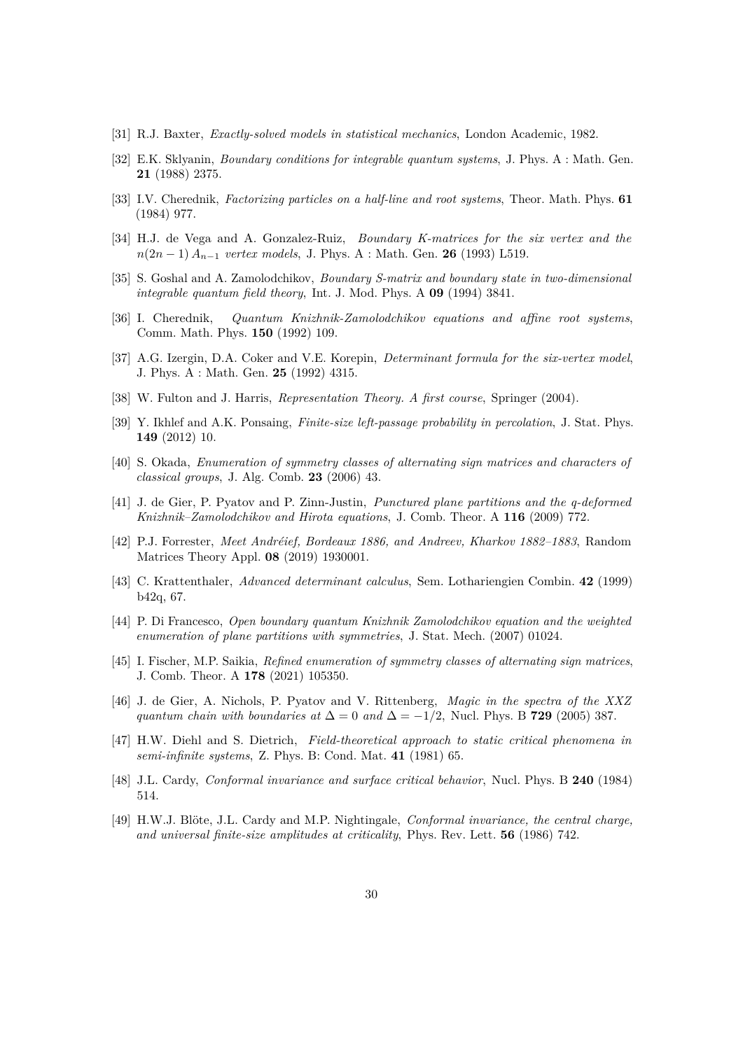[31] R.J. Baxter, *Exactly-solved models in statistical mechanics*, London Academic, 1982.

[32] E.K. Sklyanin, *Boundary conditions for integrable quantum systems*, J. Phys. A : Math. Gen. **21** (1988) 2375.

[33] I.V. Cherednik, *Factorizing particles on a half-line and root systems*, Theor. Math. Phys. **61** (1984) 977.

[34] H.J. de Vega and A. Gonzalez-Ruiz, *Boundary K-matrices for the six vertex and the $n(2n-1)\,A_{n-1}$ vertex models*, J. Phys. A : Math. Gen. **26** (1993) L519.

[35] S. Goshal and A. Zamolodchikov, *Boundary S-matrix and boundary state in two-dimensional integrable quantum field theory*, Int. J. Mod. Phys. A **09** (1994) 3841.

[36] I. Cherednik, *Quantum Knizhnik-Zamolodchikov equations and affine root systems*, Comm. Math. Phys. **150** (1992) 109.

[37] A.G. Izergin, D.A. Coker and V.E. Korepin, *Determinant formula for the six-vertex model*, J. Phys. A : Math. Gen. **25** (1992) 4315.

[38] W. Fulton and J. Harris, *Representation Theory. A first course*, Springer (2004).

[39] Y. Ikhlef and A.K. Ponsaing, *Finite-size left-passage probability in percolation*, J. Stat. Phys. **149** (2012) 10.

[40] S. Okada, *Enumeration of symmetry classes of alternating sign matrices and characters of classical groups*, J. Alg. Comb. **23** (2006) 43.

[41] J. de Gier, P. Pyatov and P. Zinn-Justin, *Punctured plane partitions and the q-deformed Knizhnik–Zamolodchikov and Hirota equations*, J. Comb. Theor. A **116** (2009) 772.

[42] P.J. Forrester, *Meet Andréief, Bordeaux 1886, and Andreev, Kharkov 1882–1883*, Random Matrices Theory Appl. **08** (2019) 1930001.

[43] C. Krattenthaler, *Advanced determinant calculus*, Sem. Lothariengien Combin. **42** (1999) b42q, 67.

[44] P. Di Francesco, *Open boundary quantum Knizhnik Zamolodchikov equation and the weighted enumeration of plane partitions with symmetries*, J. Stat. Mech. (2007) 01024.

[45] I. Fischer, M.P. Saikia, *Refined enumeration of symmetry classes of alternating sign matrices*, J. Comb. Theor. A **178** (2021) 105350.

[46] J. de Gier, A. Nichols, P. Pyatov and V. Rittenberg, *Magic in the spectra of the XXZ quantum chain with boundaries at $\Delta = 0$ and $\Delta = -1/2$*, Nucl. Phys. B **729** (2005) 387.

[47] H.W. Diehl and S. Dietrich, *Field-theoretical approach to static critical phenomena in semi-infinite systems*, Z. Phys. B: Cond. Mat. **41** (1981) 65.

[48] J.L. Cardy, *Conformal invariance and surface critical behavior*, Nucl. Phys. B **240** (1984) 514.

[49] H.W.J. Blöte, J.L. Cardy and M.P. Nightingale, *Conformal invariance, the central charge, and universal finite-size amplitudes at criticality*, Phys. Rev. Lett. **56** (1986) 742.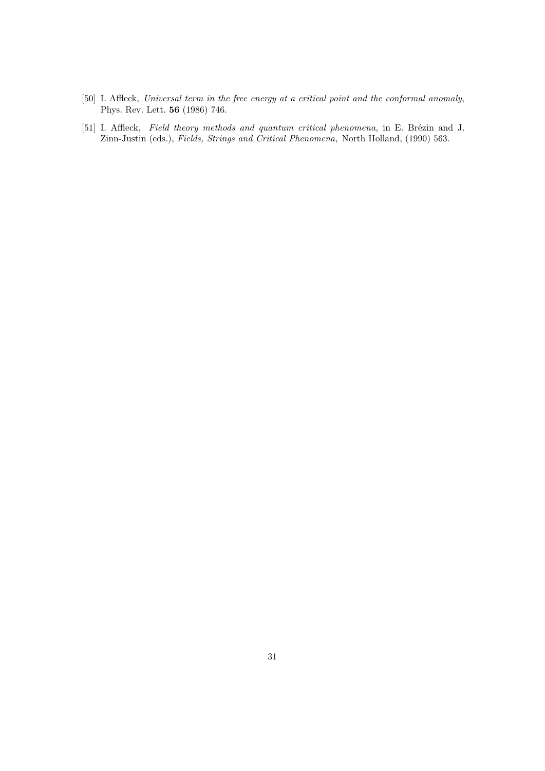[50] I. Affleck, *Universal term in the free energy at a critical point and the conformal anomaly*, Phys. Rev. Lett. **56** (1986) 746.

[51] I. Affleck, *Field theory methods and quantum critical phenomena*, in E. Brézin and J. Zinn-Justin (eds.), *Fields, Strings and Critical Phenomena*, North Holland, (1990) 563.